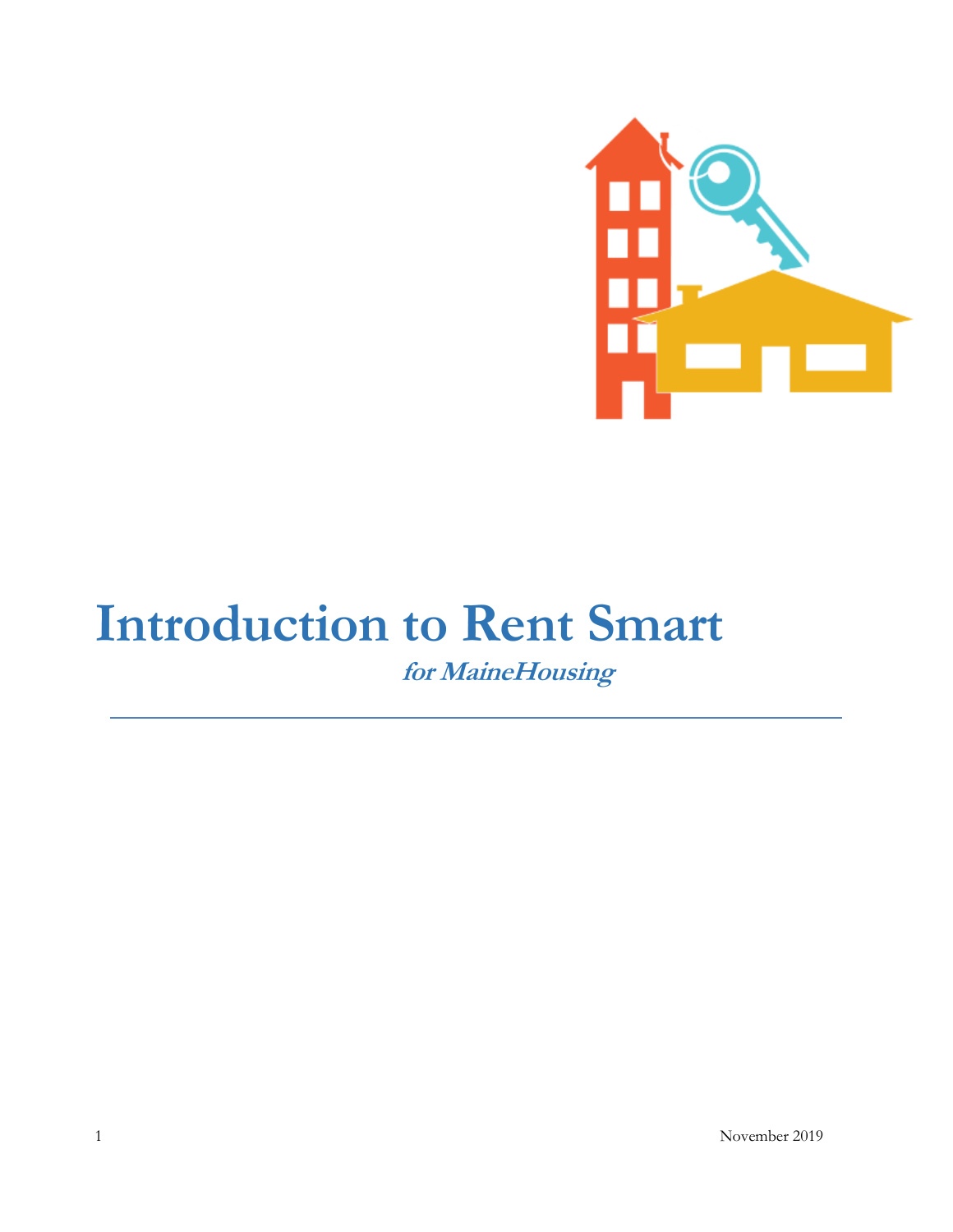# Introduction to Rent Smart

***for MaineHousing***

November 2019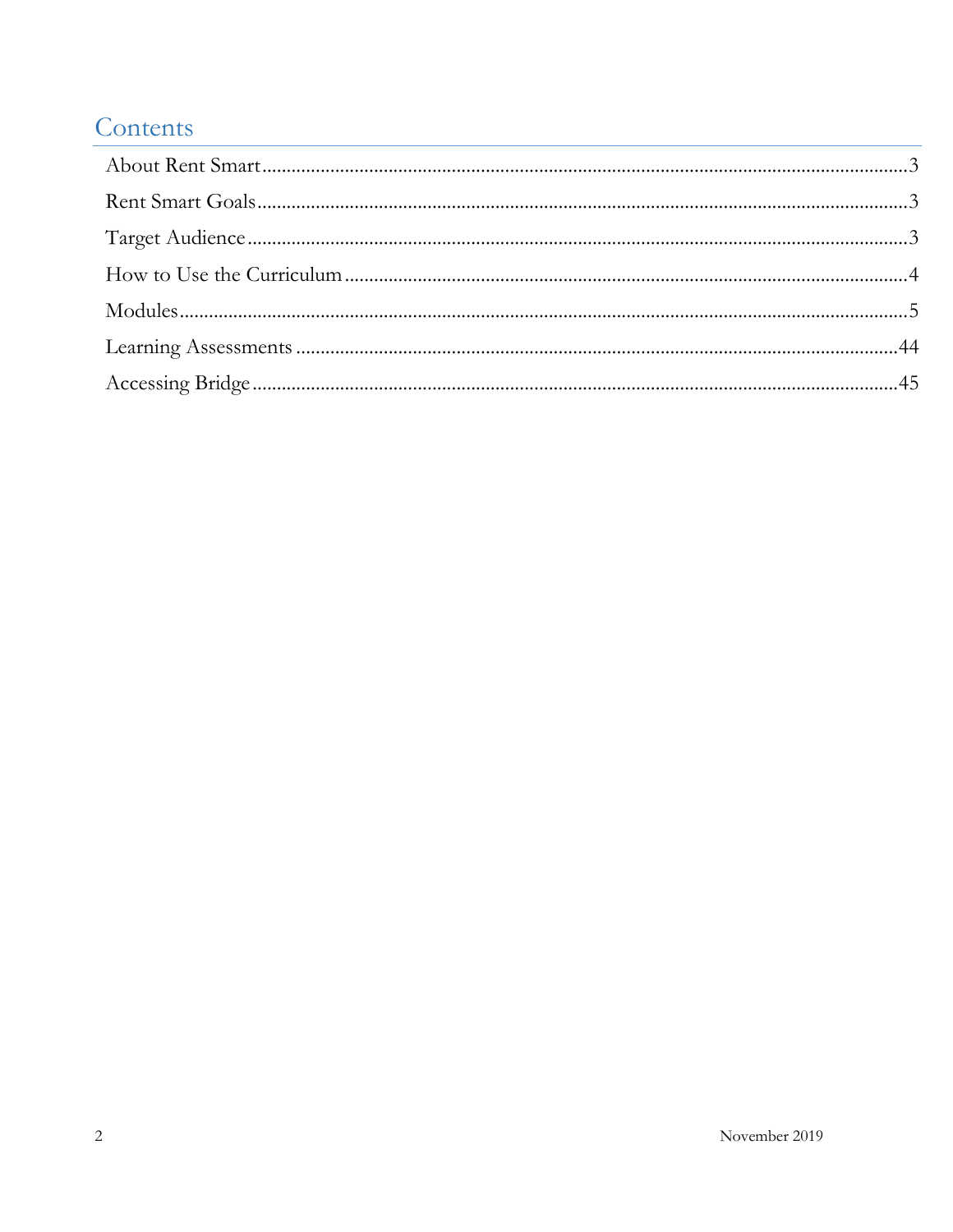# Contents

About Rent Smart....................................................................................................................3

Rent Smart Goals....................................................................................................................3

Target Audience......................................................................................................................3

How to Use the Curriculum....................................................................................................4

Modules...................................................................................................................................5

Learning Assessments...........................................................................................................44

Accessing Bridge....................................................................................................................45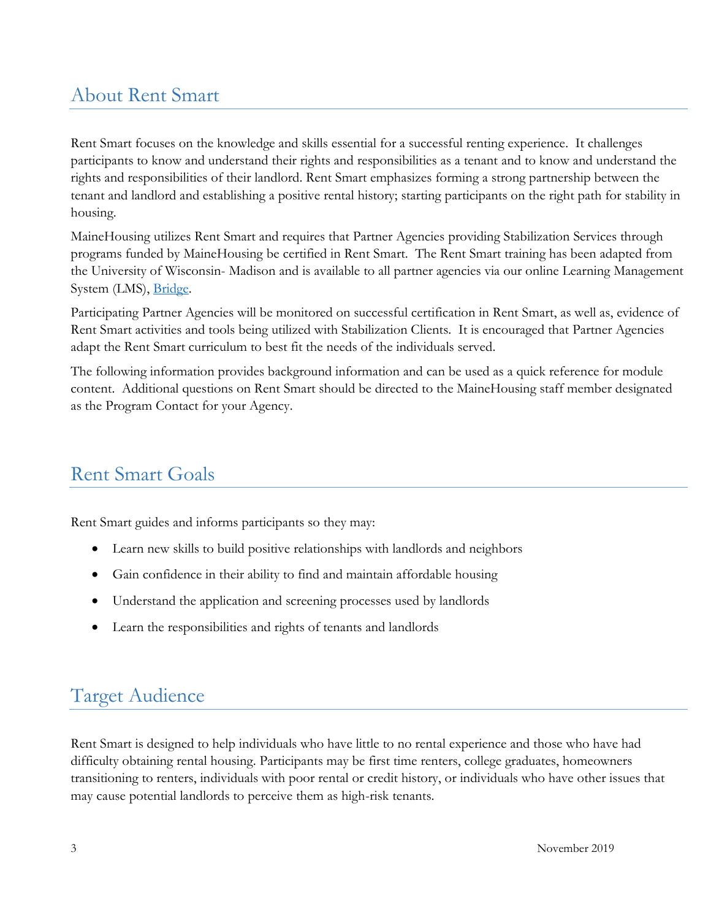## About Rent Smart

Rent Smart focuses on the knowledge and skills essential for a successful renting experience. It challenges participants to know and understand their rights and responsibilities as a tenant and to know and understand the rights and responsibilities of their landlord. Rent Smart emphasizes forming a strong partnership between the tenant and landlord and establishing a positive rental history; starting participants on the right path for stability in housing.

MaineHousing utilizes Rent Smart and requires that Partner Agencies providing Stabilization Services through programs funded by MaineHousing be certified in Rent Smart. The Rent Smart training has been adapted from the University of Wisconsin- Madison and is available to all partner agencies via our online Learning Management System (LMS), Bridge.

Participating Partner Agencies will be monitored on successful certification in Rent Smart, as well as, evidence of Rent Smart activities and tools being utilized with Stabilization Clients. It is encouraged that Partner Agencies adapt the Rent Smart curriculum to best fit the needs of the individuals served.

The following information provides background information and can be used as a quick reference for module content. Additional questions on Rent Smart should be directed to the MaineHousing staff member designated as the Program Contact for your Agency.

## Rent Smart Goals

Rent Smart guides and informs participants so they may:

- Learn new skills to build positive relationships with landlords and neighbors
- Gain confidence in their ability to find and maintain affordable housing
- Understand the application and screening processes used by landlords
- Learn the responsibilities and rights of tenants and landlords

## Target Audience

Rent Smart is designed to help individuals who have little to no rental experience and those who have had difficulty obtaining rental housing. Participants may be first time renters, college graduates, homeowners transitioning to renters, individuals with poor rental or credit history, or individuals who have other issues that may cause potential landlords to perceive them as high-risk tenants.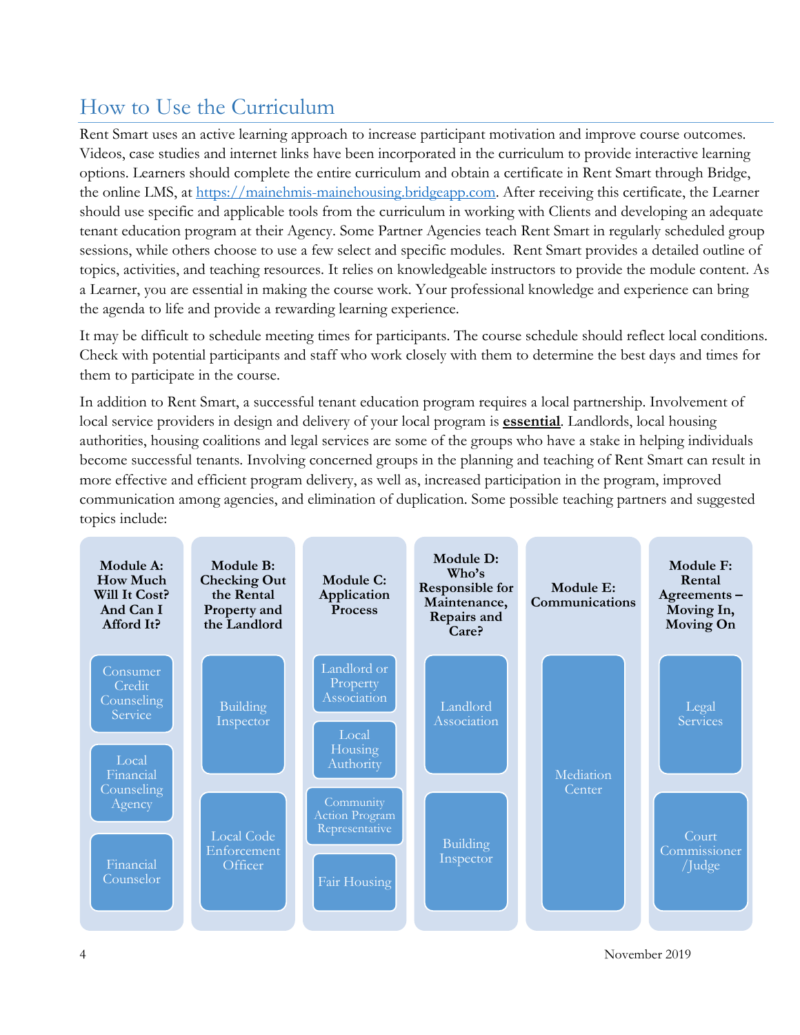## How to Use the Curriculum

Rent Smart uses an active learning approach to increase participant motivation and improve course outcomes. Videos, case studies and internet links have been incorporated in the curriculum to provide interactive learning options. Learners should complete the entire curriculum and obtain a certificate in Rent Smart through Bridge, the online LMS, at https://mainehmis-mainehousing.bridgeapp.com. After receiving this certificate, the Learner should use specific and applicable tools from the curriculum in working with Clients and developing an adequate tenant education program at their Agency. Some Partner Agencies teach Rent Smart in regularly scheduled group sessions, while others choose to use a few select and specific modules. Rent Smart provides a detailed outline of topics, activities, and teaching resources. It relies on knowledgeable instructors to provide the module content. As a Learner, you are essential in making the course work. Your professional knowledge and experience can bring the agenda to life and provide a rewarding learning experience.

It may be difficult to schedule meeting times for participants. The course schedule should reflect local conditions. Check with potential participants and staff who work closely with them to determine the best days and times for them to participate in the course.

In addition to Rent Smart, a successful tenant education program requires a local partnership. Involvement of local service providers in design and delivery of your local program is **essential**. Landlords, local housing authorities, housing coalitions and legal services are some of the groups who have a stake in helping individuals become successful tenants. Involving concerned groups in the planning and teaching of Rent Smart can result in more effective and efficient program delivery, as well as, increased participation in the program, improved communication among agencies, and elimination of duplication. Some possible teaching partners and suggested topics include:

| Module A: How Much Will It Cost? And Can I Afford It? | Module B: Checking Out the Rental Property and the Landlord | Module C: Application Process | Module D: Who's Responsible for Maintenance, Repairs and Care? | Module E: Communications | Module F: Rental Agreements – Moving In, Moving On |
|---|---|---|---|---|---|
| Consumer Credit Counseling Service | Building Inspector | Landlord or Property Association | Landlord Association | Mediation Center | Legal Services |
| Local Financial Counseling Agency | Local Code Enforcement Officer | Local Housing Authority | Building Inspector | | Court Commissioner /Judge |
| Financial Counselor | | Community Action Program Representative | | | |
| | | Fair Housing | | | |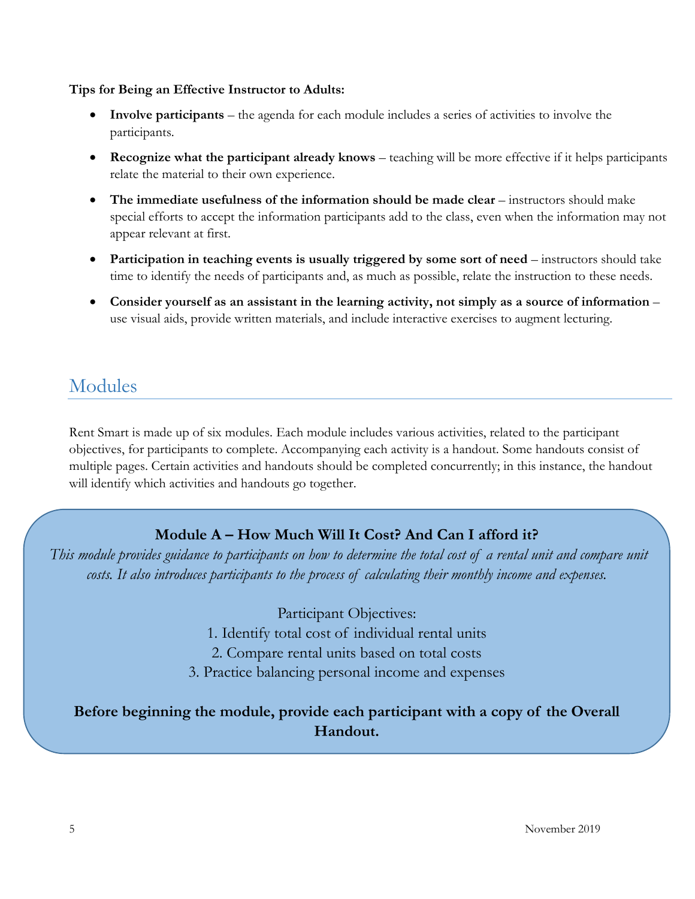**Tips for Being an Effective Instructor to Adults:**

- **Involve participants** – the agenda for each module includes a series of activities to involve the participants.
- **Recognize what the participant already knows** – teaching will be more effective if it helps participants relate the material to their own experience.
- **The immediate usefulness of the information should be made clear** – instructors should make special efforts to accept the information participants add to the class, even when the information may not appear relevant at first.
- **Participation in teaching events is usually triggered by some sort of need** – instructors should take time to identify the needs of participants and, as much as possible, relate the instruction to these needs.
- **Consider yourself as an assistant in the learning activity, not simply as a source of information** – use visual aids, provide written materials, and include interactive exercises to augment lecturing.

## Modules

Rent Smart is made up of six modules. Each module includes various activities, related to the participant objectives, for participants to complete. Accompanying each activity is a handout. Some handouts consist of multiple pages. Certain activities and handouts should be completed concurrently; in this instance, the handout will identify which activities and handouts go together.

### Module A – How Much Will It Cost? And Can I afford it?

*This module provides guidance to participants on how to determine the total cost of a rental unit and compare unit costs. It also introduces participants to the process of calculating their monthly income and expenses.*

Participant Objectives:

1. Identify total cost of individual rental units
2. Compare rental units based on total costs
3. Practice balancing personal income and expenses

**Before beginning the module, provide each participant with a copy of the Overall Handout.**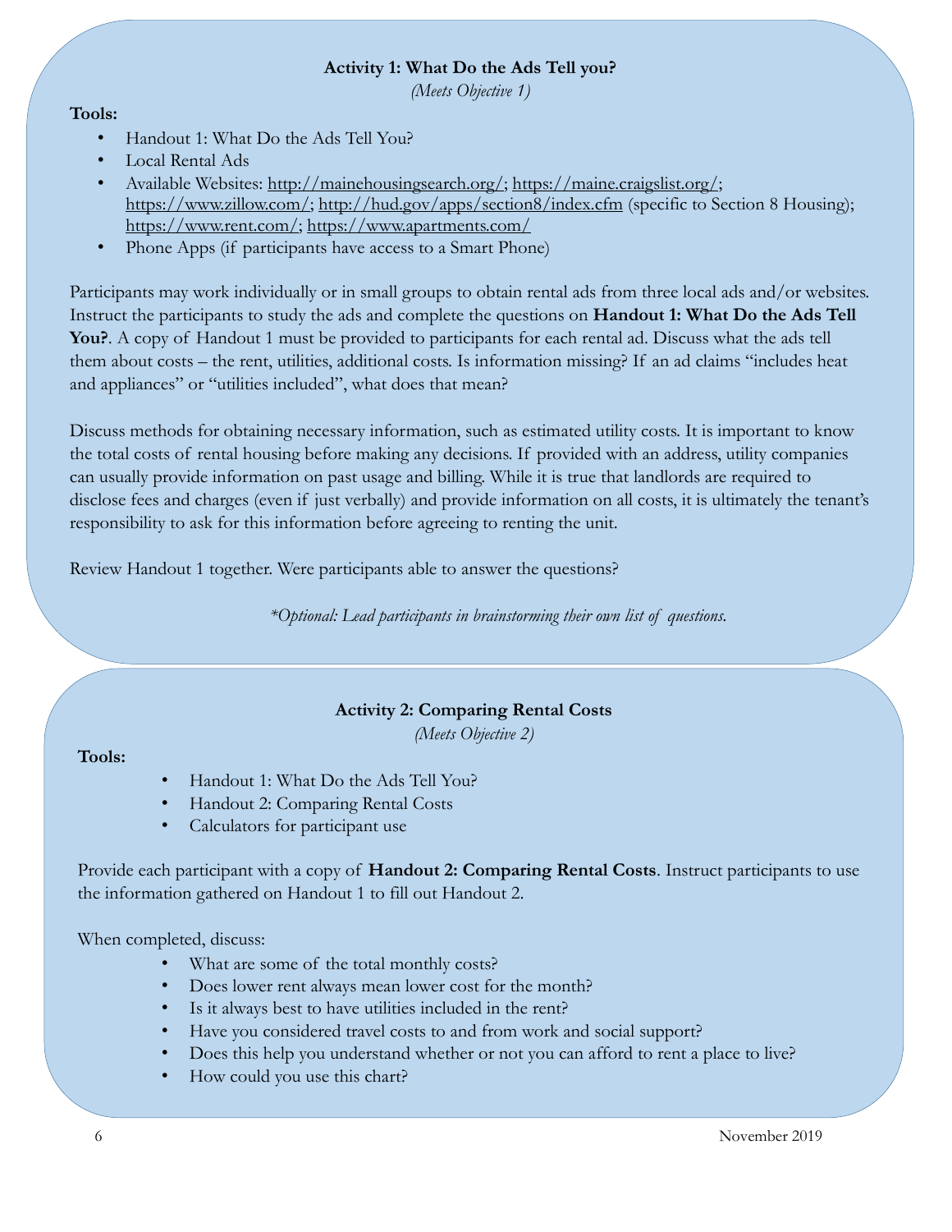### Activity 1: What Do the Ads Tell you?

*(Meets Objective 1)*

**Tools:**

- Handout 1: What Do the Ads Tell You?
- Local Rental Ads
- Available Websites: http://mainehousingsearch.org/; https://maine.craigslist.org/; https://www.zillow.com/; http://hud.gov/apps/section8/index.cfm (specific to Section 8 Housing); https://www.rent.com/; https://www.apartments.com/
- Phone Apps (if participants have access to a Smart Phone)

Participants may work individually or in small groups to obtain rental ads from three local ads and/or websites. Instruct the participants to study the ads and complete the questions on **Handout 1: What Do the Ads Tell You?**. A copy of Handout 1 must be provided to participants for each rental ad. Discuss what the ads tell them about costs – the rent, utilities, additional costs. Is information missing? If an ad claims "includes heat and appliances" or "utilities included", what does that mean?

Discuss methods for obtaining necessary information, such as estimated utility costs. It is important to know the total costs of rental housing before making any decisions. If provided with an address, utility companies can usually provide information on past usage and billing. While it is true that landlords are required to disclose fees and charges (even if just verbally) and provide information on all costs, it is ultimately the tenant's responsibility to ask for this information before agreeing to renting the unit.

Review Handout 1 together. Were participants able to answer the questions?

*\*Optional: Lead participants in brainstorming their own list of questions.*

### Activity 2: Comparing Rental Costs

*(Meets Objective 2)*

**Tools:**

- Handout 1: What Do the Ads Tell You?
- Handout 2: Comparing Rental Costs
- Calculators for participant use

Provide each participant with a copy of **Handout 2: Comparing Rental Costs**. Instruct participants to use the information gathered on Handout 1 to fill out Handout 2.

When completed, discuss:

- What are some of the total monthly costs?
- Does lower rent always mean lower cost for the month?
- Is it always best to have utilities included in the rent?
- Have you considered travel costs to and from work and social support?
- Does this help you understand whether or not you can afford to rent a place to live?
- How could you use this chart?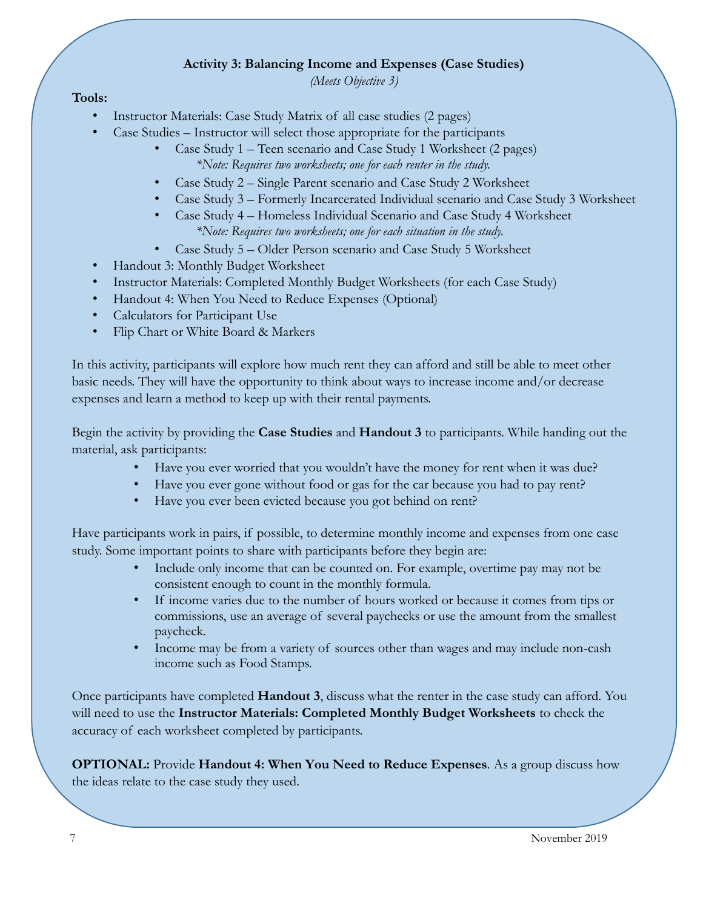### Activity 3: Balancing Income and Expenses (Case Studies)

*(Meets Objective 3)*

**Tools:**

- Instructor Materials: Case Study Matrix of all case studies (2 pages)
- Case Studies – Instructor will select those appropriate for the participants
  - Case Study 1 – Teen scenario and Case Study 1 Worksheet (2 pages)
    *\*Note: Requires two worksheets; one for each renter in the study.*
  - Case Study 2 – Single Parent scenario and Case Study 2 Worksheet
  - Case Study 3 – Formerly Incarcerated Individual scenario and Case Study 3 Worksheet
  - Case Study 4 – Homeless Individual Scenario and Case Study 4 Worksheet
    *\*Note: Requires two worksheets; one for each situation in the study.*
  - Case Study 5 – Older Person scenario and Case Study 5 Worksheet
- Handout 3: Monthly Budget Worksheet
- Instructor Materials: Completed Monthly Budget Worksheets (for each Case Study)
- Handout 4: When You Need to Reduce Expenses (Optional)
- Calculators for Participant Use
- Flip Chart or White Board & Markers

In this activity, participants will explore how much rent they can afford and still be able to meet other basic needs. They will have the opportunity to think about ways to increase income and/or decrease expenses and learn a method to keep up with their rental payments.

Begin the activity by providing the **Case Studies** and **Handout 3** to participants. While handing out the material, ask participants:

- Have you ever worried that you wouldn't have the money for rent when it was due?
- Have you ever gone without food or gas for the car because you had to pay rent?
- Have you ever been evicted because you got behind on rent?

Have participants work in pairs, if possible, to determine monthly income and expenses from one case study. Some important points to share with participants before they begin are:

- Include only income that can be counted on. For example, overtime pay may not be consistent enough to count in the monthly formula.
- If income varies due to the number of hours worked or because it comes from tips or commissions, use an average of several paychecks or use the amount from the smallest paycheck.
- Income may be from a variety of sources other than wages and may include non-cash income such as Food Stamps.

Once participants have completed **Handout 3**, discuss what the renter in the case study can afford. You will need to use the **Instructor Materials: Completed Monthly Budget Worksheets** to check the accuracy of each worksheet completed by participants.

**OPTIONAL:** Provide **Handout 4: When You Need to Reduce Expenses**. As a group discuss how the ideas relate to the case study they used.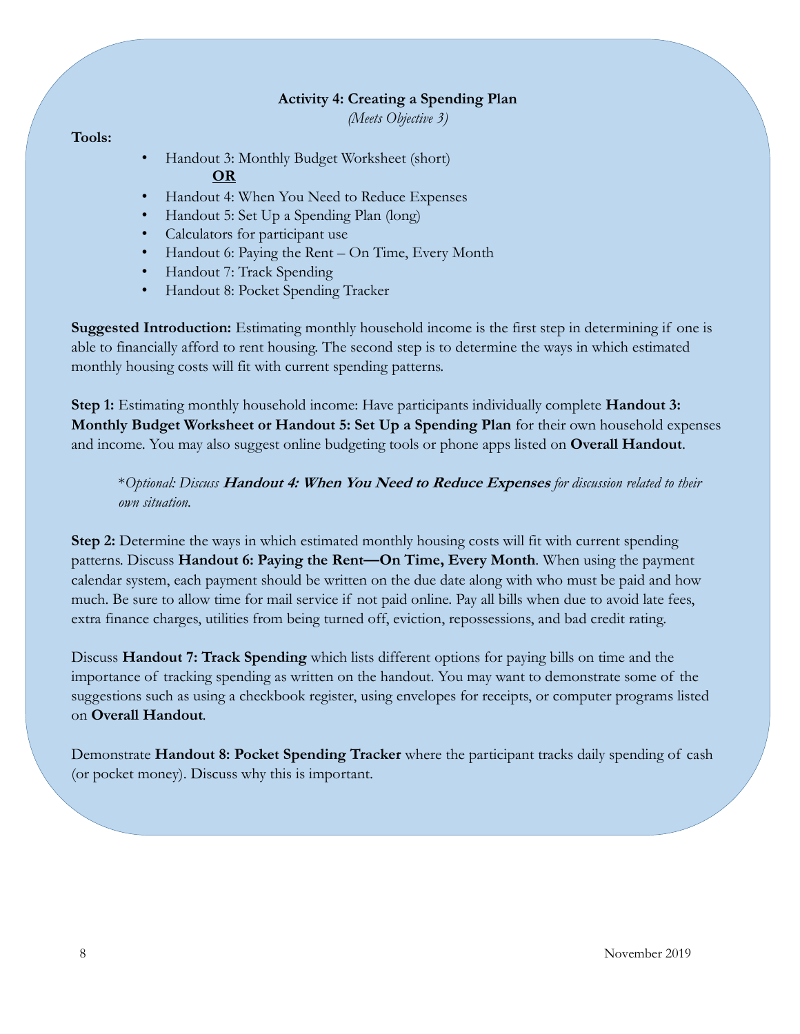## Activity 4: Creating a Spending Plan

*(Meets Objective 3)*

**Tools:**

- Handout 3: Monthly Budget Worksheet (short)

  **OR**

- Handout 4: When You Need to Reduce Expenses
- Handout 5: Set Up a Spending Plan (long)
- Calculators for participant use
- Handout 6: Paying the Rent – On Time, Every Month
- Handout 7: Track Spending
- Handout 8: Pocket Spending Tracker

**Suggested Introduction:** Estimating monthly household income is the first step in determining if one is able to financially afford to rent housing. The second step is to determine the ways in which estimated monthly housing costs will fit with current spending patterns.

**Step 1:** Estimating monthly household income: Have participants individually complete **Handout 3: Monthly Budget Worksheet or Handout 5: Set Up a Spending Plan** for their own household expenses and income. You may also suggest online budgeting tools or phone apps listed on **Overall Handout**.

> **Optional:* *Discuss* ***Handout 4: When You Need to Reduce Expenses*** *for discussion related to their own situation.*

**Step 2:** Determine the ways in which estimated monthly housing costs will fit with current spending patterns. Discuss **Handout 6: Paying the Rent—On Time, Every Month**. When using the payment calendar system, each payment should be written on the due date along with who must be paid and how much. Be sure to allow time for mail service if not paid online. Pay all bills when due to avoid late fees, extra finance charges, utilities from being turned off, eviction, repossessions, and bad credit rating.

Discuss **Handout 7: Track Spending** which lists different options for paying bills on time and the importance of tracking spending as written on the handout. You may want to demonstrate some of the suggestions such as using a checkbook register, using envelopes for receipts, or computer programs listed on **Overall Handout**.

Demonstrate **Handout 8: Pocket Spending Tracker** where the participant tracks daily spending of cash (or pocket money). Discuss why this is important.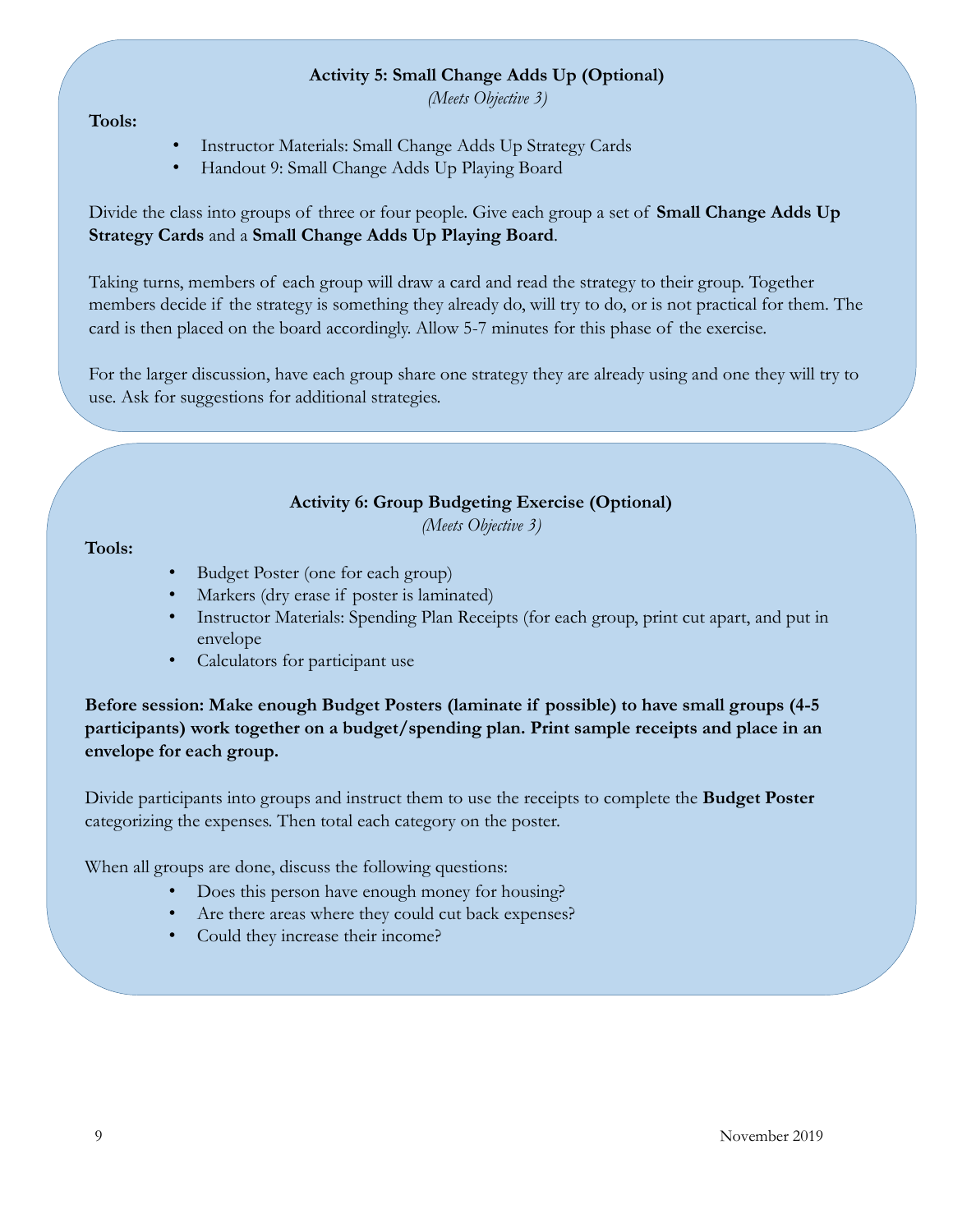### Activity 5: Small Change Adds Up (Optional)

*(Meets Objective 3)*

**Tools:**

- Instructor Materials: Small Change Adds Up Strategy Cards
- Handout 9: Small Change Adds Up Playing Board

Divide the class into groups of three or four people. Give each group a set of **Small Change Adds Up Strategy Cards** and a **Small Change Adds Up Playing Board**.

Taking turns, members of each group will draw a card and read the strategy to their group. Together members decide if the strategy is something they already do, will try to do, or is not practical for them. The card is then placed on the board accordingly. Allow 5-7 minutes for this phase of the exercise.

For the larger discussion, have each group share one strategy they are already using and one they will try to use. Ask for suggestions for additional strategies.

### Activity 6: Group Budgeting Exercise (Optional)

*(Meets Objective 3)*

**Tools:**

- Budget Poster (one for each group)
- Markers (dry erase if poster is laminated)
- Instructor Materials: Spending Plan Receipts (for each group, print cut apart, and put in envelope
- Calculators for participant use

**Before session: Make enough Budget Posters (laminate if possible) to have small groups (4-5 participants) work together on a budget/spending plan. Print sample receipts and place in an envelope for each group.**

Divide participants into groups and instruct them to use the receipts to complete the **Budget Poster** categorizing the expenses. Then total each category on the poster.

When all groups are done, discuss the following questions:

- Does this person have enough money for housing?
- Are there areas where they could cut back expenses?
- Could they increase their income?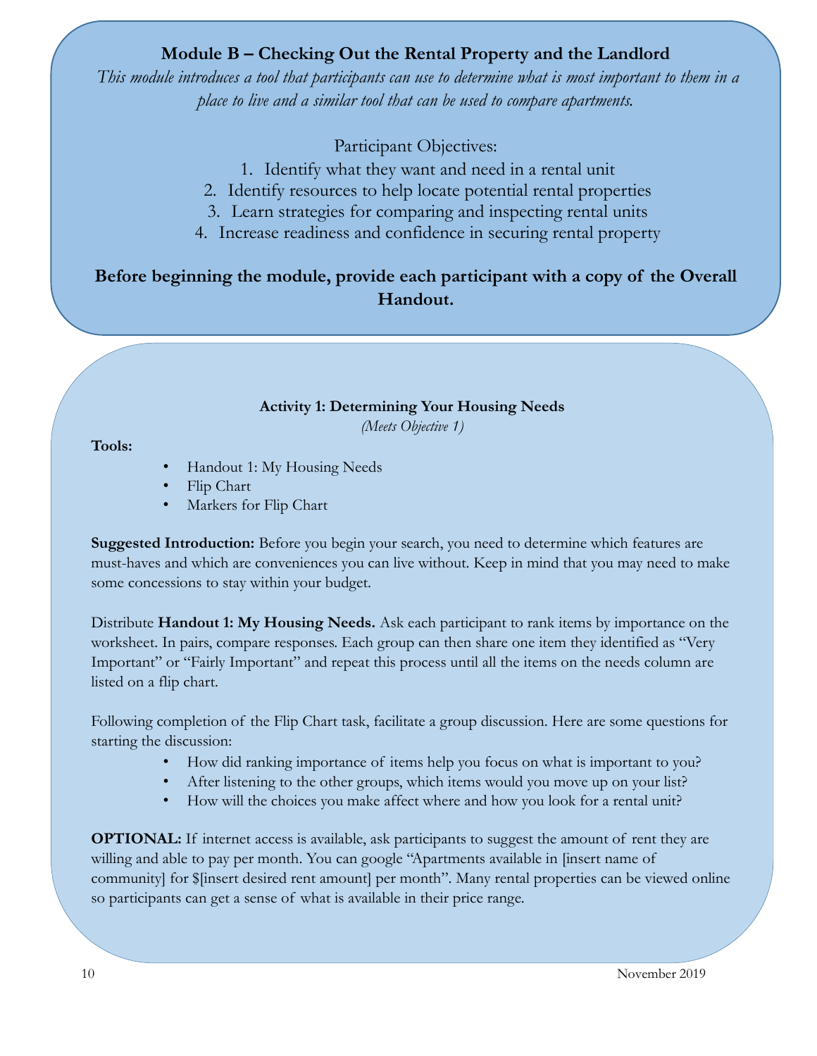## Module B – Checking Out the Rental Property and the Landlord

*This module introduces a tool that participants can use to determine what is most important to them in a place to live and a similar tool that can be used to compare apartments.*

Participant Objectives:

1. Identify what they want and need in a rental unit
2. Identify resources to help locate potential rental properties
3. Learn strategies for comparing and inspecting rental units
4. Increase readiness and confidence in securing rental property

**Before beginning the module, provide each participant with a copy of the Overall Handout.**

### Activity 1: Determining Your Housing Needs

*(Meets Objective 1)*

**Tools:**

- Handout 1: My Housing Needs
- Flip Chart
- Markers for Flip Chart

**Suggested Introduction:** Before you begin your search, you need to determine which features are must-haves and which are conveniences you can live without. Keep in mind that you may need to make some concessions to stay within your budget.

Distribute **Handout 1: My Housing Needs.** Ask each participant to rank items by importance on the worksheet. In pairs, compare responses. Each group can then share one item they identified as "Very Important" or "Fairly Important" and repeat this process until all the items on the needs column are listed on a flip chart.

Following completion of the Flip Chart task, facilitate a group discussion. Here are some questions for starting the discussion:

- How did ranking importance of items help you focus on what is important to you?
- After listening to the other groups, which items would you move up on your list?
- How will the choices you make affect where and how you look for a rental unit?

**OPTIONAL:** If internet access is available, ask participants to suggest the amount of rent they are willing and able to pay per month. You can google "Apartments available in [insert name of community] for $[insert desired rent amount] per month". Many rental properties can be viewed online so participants can get a sense of what is available in their price range.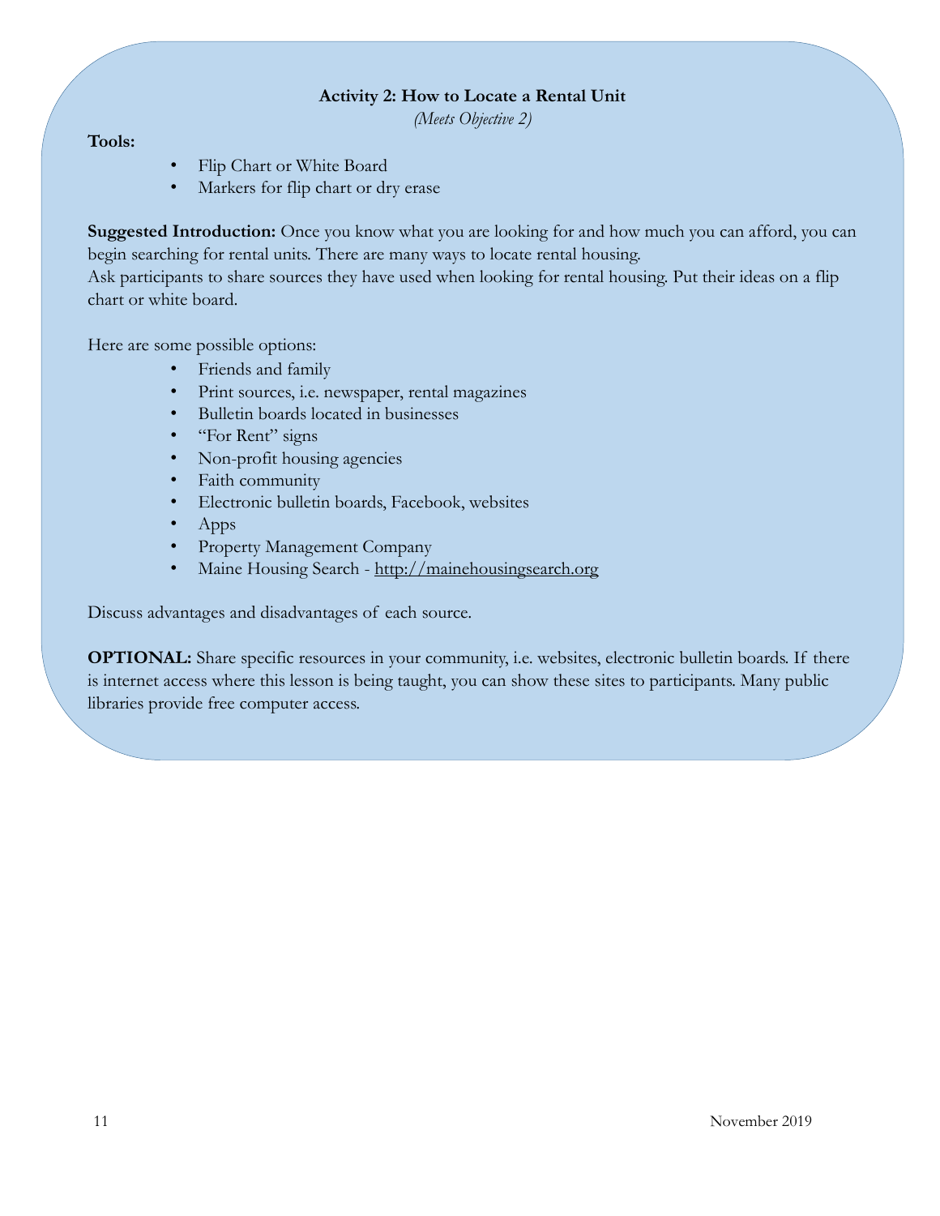### Activity 2: How to Locate a Rental Unit

*(Meets Objective 2)*

**Tools:**

- Flip Chart or White Board
- Markers for flip chart or dry erase

**Suggested Introduction:** Once you know what you are looking for and how much you can afford, you can begin searching for rental units. There are many ways to locate rental housing.
Ask participants to share sources they have used when looking for rental housing. Put their ideas on a flip chart or white board.

Here are some possible options:

- Friends and family
- Print sources, i.e. newspaper, rental magazines
- Bulletin boards located in businesses
- "For Rent" signs
- Non-profit housing agencies
- Faith community
- Electronic bulletin boards, Facebook, websites
- Apps
- Property Management Company
- Maine Housing Search - http://mainehousingsearch.org

Discuss advantages and disadvantages of each source.

**OPTIONAL:** Share specific resources in your community, i.e. websites, electronic bulletin boards. If there is internet access where this lesson is being taught, you can show these sites to participants. Many public libraries provide free computer access.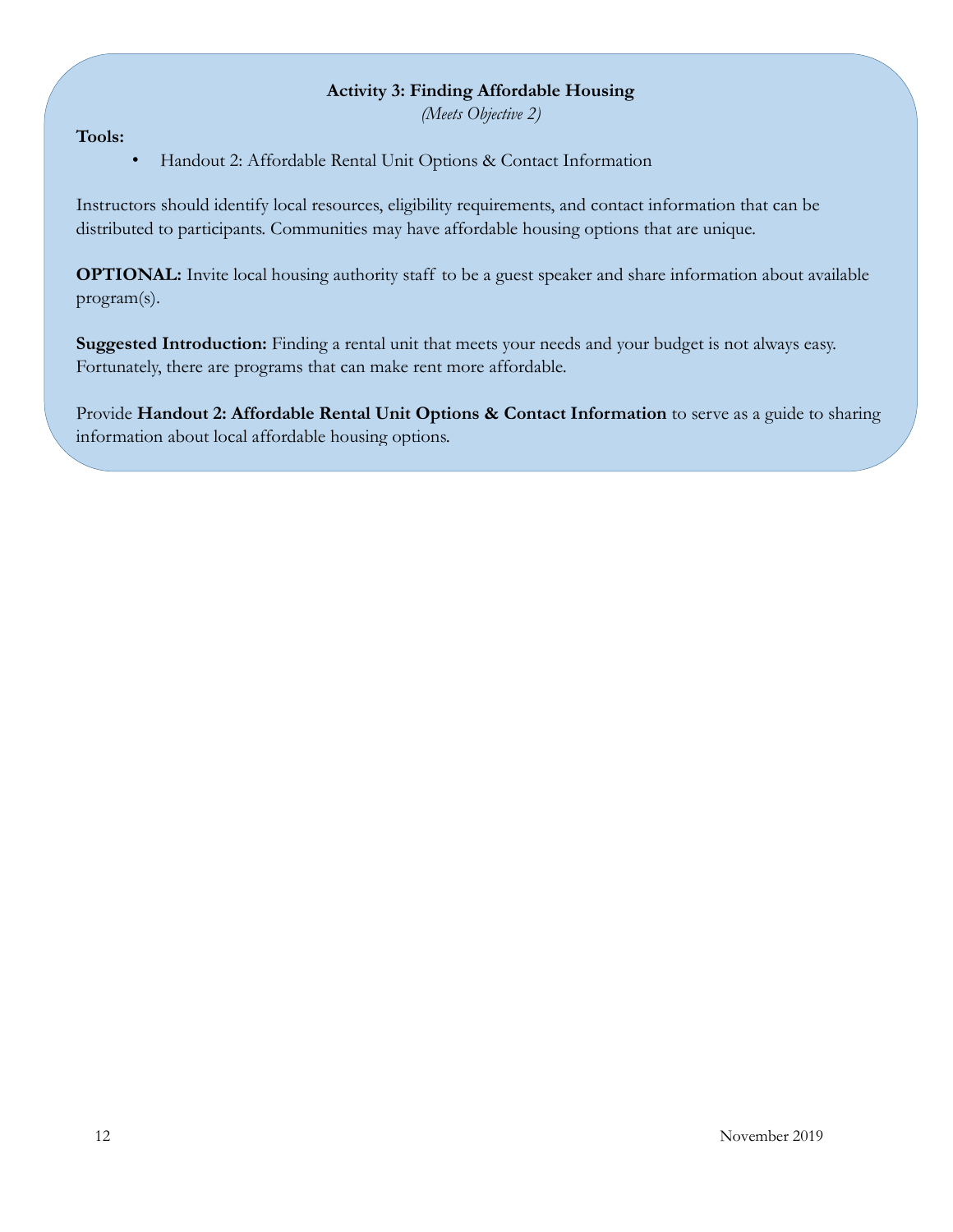### Activity 3: Finding Affordable Housing

*(Meets Objective 2)*

**Tools:**

- Handout 2: Affordable Rental Unit Options & Contact Information

Instructors should identify local resources, eligibility requirements, and contact information that can be distributed to participants. Communities may have affordable housing options that are unique.

**OPTIONAL:** Invite local housing authority staff to be a guest speaker and share information about available program(s).

**Suggested Introduction:** Finding a rental unit that meets your needs and your budget is not always easy. Fortunately, there are programs that can make rent more affordable.

Provide **Handout 2: Affordable Rental Unit Options & Contact Information** to serve as a guide to sharing information about local affordable housing options.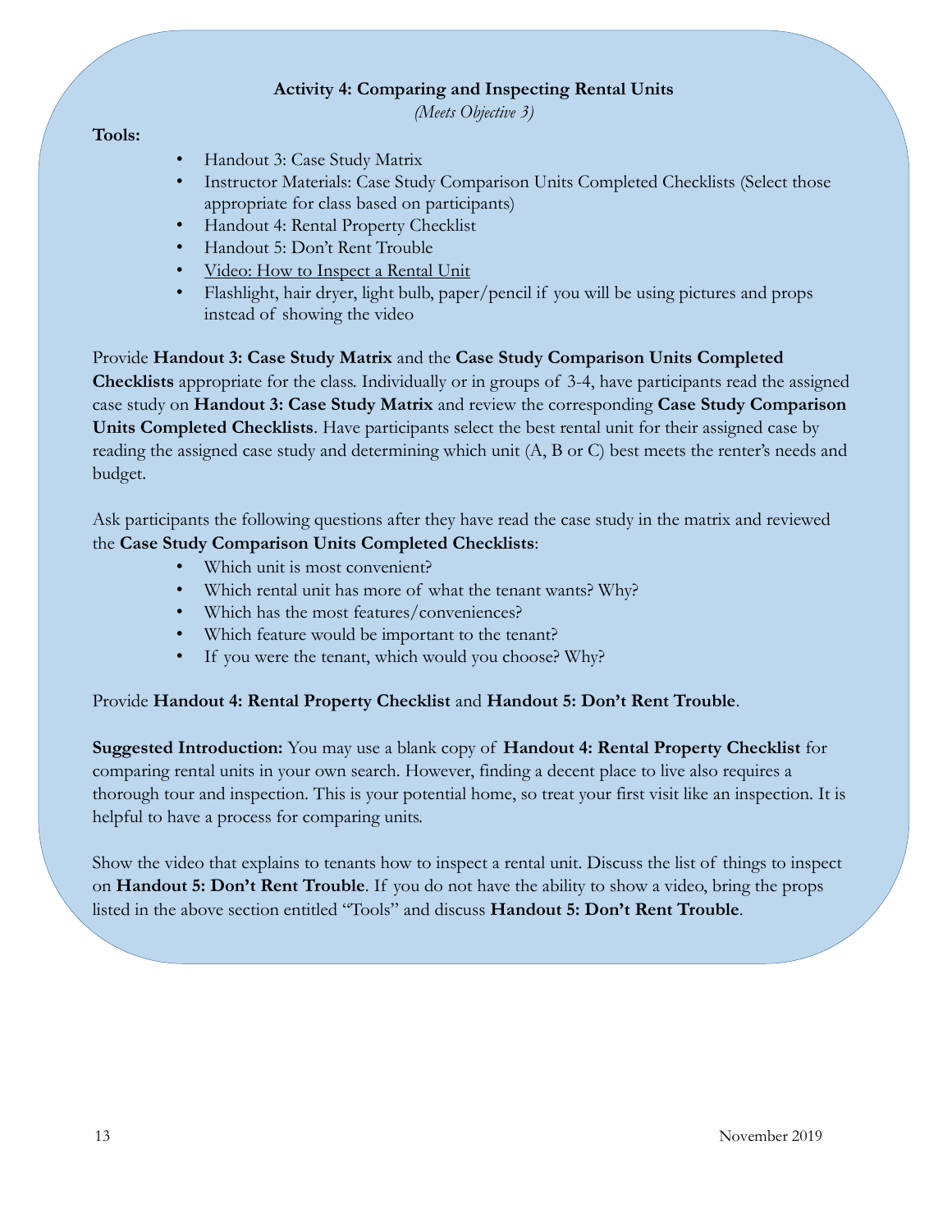## Activity 4: Comparing and Inspecting Rental Units

*(Meets Objective 3)*

**Tools:**

- Handout 3: Case Study Matrix
- Instructor Materials: Case Study Comparison Units Completed Checklists (Select those appropriate for class based on participants)
- Handout 4: Rental Property Checklist
- Handout 5: Don't Rent Trouble
- Video: How to Inspect a Rental Unit
- Flashlight, hair dryer, light bulb, paper/pencil if you will be using pictures and props instead of showing the video

Provide **Handout 3: Case Study Matrix** and the **Case Study Comparison Units Completed Checklists** appropriate for the class. Individually or in groups of 3-4, have participants read the assigned case study on **Handout 3: Case Study Matrix** and review the corresponding **Case Study Comparison Units Completed Checklists**. Have participants select the best rental unit for their assigned case by reading the assigned case study and determining which unit (A, B or C) best meets the renter's needs and budget.

Ask participants the following questions after they have read the case study in the matrix and reviewed the **Case Study Comparison Units Completed Checklists**:

- Which unit is most convenient?
- Which rental unit has more of what the tenant wants? Why?
- Which has the most features/conveniences?
- Which feature would be important to the tenant?
- If you were the tenant, which would you choose? Why?

Provide **Handout 4: Rental Property Checklist** and **Handout 5: Don't Rent Trouble**.

**Suggested Introduction:** You may use a blank copy of **Handout 4: Rental Property Checklist** for comparing rental units in your own search. However, finding a decent place to live also requires a thorough tour and inspection. This is your potential home, so treat your first visit like an inspection. It is helpful to have a process for comparing units.

Show the video that explains to tenants how to inspect a rental unit. Discuss the list of things to inspect on **Handout 5: Don't Rent Trouble**. If you do not have the ability to show a video, bring the props listed in the above section entitled "Tools" and discuss **Handout 5: Don't Rent Trouble**.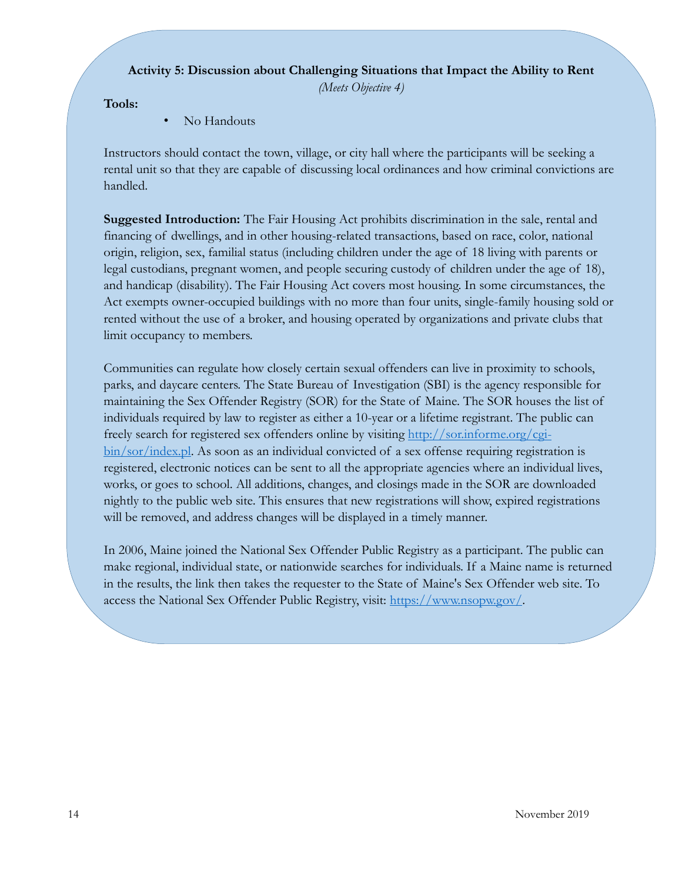### Activity 5: Discussion about Challenging Situations that Impact the Ability to Rent

*(Meets Objective 4)*

**Tools:**

- No Handouts

Instructors should contact the town, village, or city hall where the participants will be seeking a rental unit so that they are capable of discussing local ordinances and how criminal convictions are handled.

**Suggested Introduction:** The Fair Housing Act prohibits discrimination in the sale, rental and financing of dwellings, and in other housing-related transactions, based on race, color, national origin, religion, sex, familial status (including children under the age of 18 living with parents or legal custodians, pregnant women, and people securing custody of children under the age of 18), and handicap (disability). The Fair Housing Act covers most housing. In some circumstances, the Act exempts owner-occupied buildings with no more than four units, single-family housing sold or rented without the use of a broker, and housing operated by organizations and private clubs that limit occupancy to members.

Communities can regulate how closely certain sexual offenders can live in proximity to schools, parks, and daycare centers. The State Bureau of Investigation (SBI) is the agency responsible for maintaining the Sex Offender Registry (SOR) for the State of Maine. The SOR houses the list of individuals required by law to register as either a 10-year or a lifetime registrant. The public can freely search for registered sex offenders online by visiting [http://sor.informe.org/cgi-bin/sor/index.pl](http://sor.informe.org/cgi-bin/sor/index.pl). As soon as an individual convicted of a sex offense requiring registration is registered, electronic notices can be sent to all the appropriate agencies where an individual lives, works, or goes to school. All additions, changes, and closings made in the SOR are downloaded nightly to the public web site. This ensures that new registrations will show, expired registrations will be removed, and address changes will be displayed in a timely manner.

In 2006, Maine joined the National Sex Offender Public Registry as a participant. The public can make regional, individual state, or nationwide searches for individuals. If a Maine name is returned in the results, the link then takes the requester to the State of Maine's Sex Offender web site. To access the National Sex Offender Public Registry, visit: [https://www.nsopw.gov/](https://www.nsopw.gov/).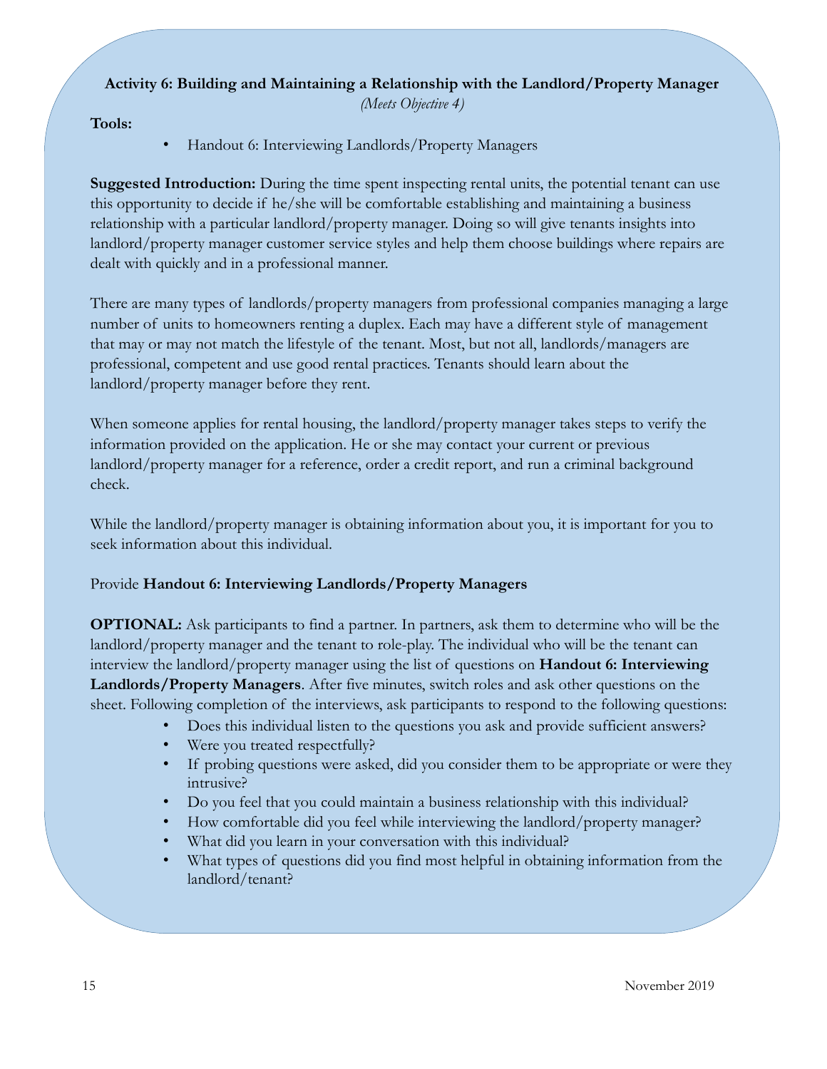## Activity 6: Building and Maintaining a Relationship with the Landlord/Property Manager

*(Meets Objective 4)*

**Tools:**

- Handout 6: Interviewing Landlords/Property Managers

**Suggested Introduction:** During the time spent inspecting rental units, the potential tenant can use this opportunity to decide if he/she will be comfortable establishing and maintaining a business relationship with a particular landlord/property manager. Doing so will give tenants insights into landlord/property manager customer service styles and help them choose buildings where repairs are dealt with quickly and in a professional manner.

There are many types of landlords/property managers from professional companies managing a large number of units to homeowners renting a duplex. Each may have a different style of management that may or may not match the lifestyle of the tenant. Most, but not all, landlords/managers are professional, competent and use good rental practices. Tenants should learn about the landlord/property manager before they rent.

When someone applies for rental housing, the landlord/property manager takes steps to verify the information provided on the application. He or she may contact your current or previous landlord/property manager for a reference, order a credit report, and run a criminal background check.

While the landlord/property manager is obtaining information about you, it is important for you to seek information about this individual.

Provide **Handout 6: Interviewing Landlords/Property Managers**

**OPTIONAL:** Ask participants to find a partner. In partners, ask them to determine who will be the landlord/property manager and the tenant to role-play. The individual who will be the tenant can interview the landlord/property manager using the list of questions on **Handout 6: Interviewing Landlords/Property Managers**. After five minutes, switch roles and ask other questions on the sheet. Following completion of the interviews, ask participants to respond to the following questions:

- Does this individual listen to the questions you ask and provide sufficient answers?
- Were you treated respectfully?
- If probing questions were asked, did you consider them to be appropriate or were they intrusive?
- Do you feel that you could maintain a business relationship with this individual?
- How comfortable did you feel while interviewing the landlord/property manager?
- What did you learn in your conversation with this individual?
- What types of questions did you find most helpful in obtaining information from the landlord/tenant?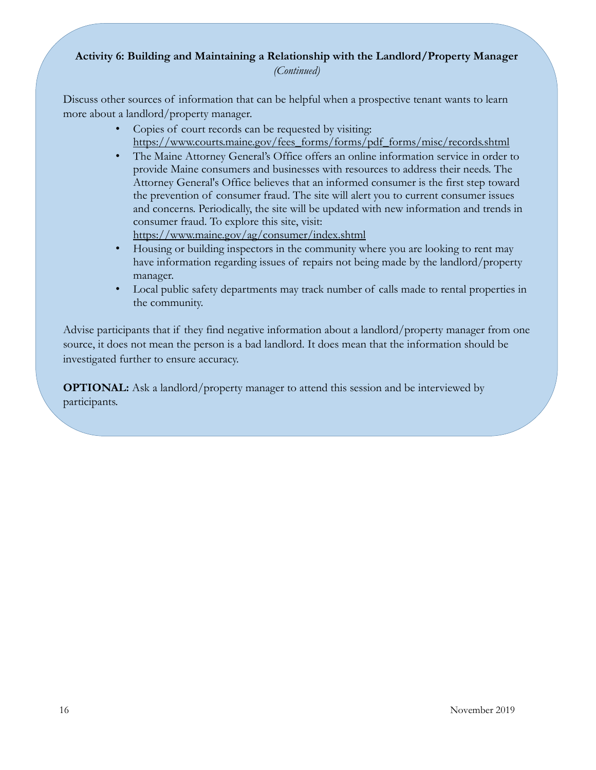**Activity 6: Building and Maintaining a Relationship with the Landlord/Property Manager**
*(Continued)*

Discuss other sources of information that can be helpful when a prospective tenant wants to learn more about a landlord/property manager.

- Copies of court records can be requested by visiting: https://www.courts.maine.gov/fees_forms/forms/pdf_forms/misc/records.shtml
- The Maine Attorney General's Office offers an online information service in order to provide Maine consumers and businesses with resources to address their needs. The Attorney General's Office believes that an informed consumer is the first step toward the prevention of consumer fraud. The site will alert you to current consumer issues and concerns. Periodically, the site will be updated with new information and trends in consumer fraud. To explore this site, visit: https://www.maine.gov/ag/consumer/index.shtml
- Housing or building inspectors in the community where you are looking to rent may have information regarding issues of repairs not being made by the landlord/property manager.
- Local public safety departments may track number of calls made to rental properties in the community.

Advise participants that if they find negative information about a landlord/property manager from one source, it does not mean the person is a bad landlord. It does mean that the information should be investigated further to ensure accuracy.

**OPTIONAL:** Ask a landlord/property manager to attend this session and be interviewed by participants.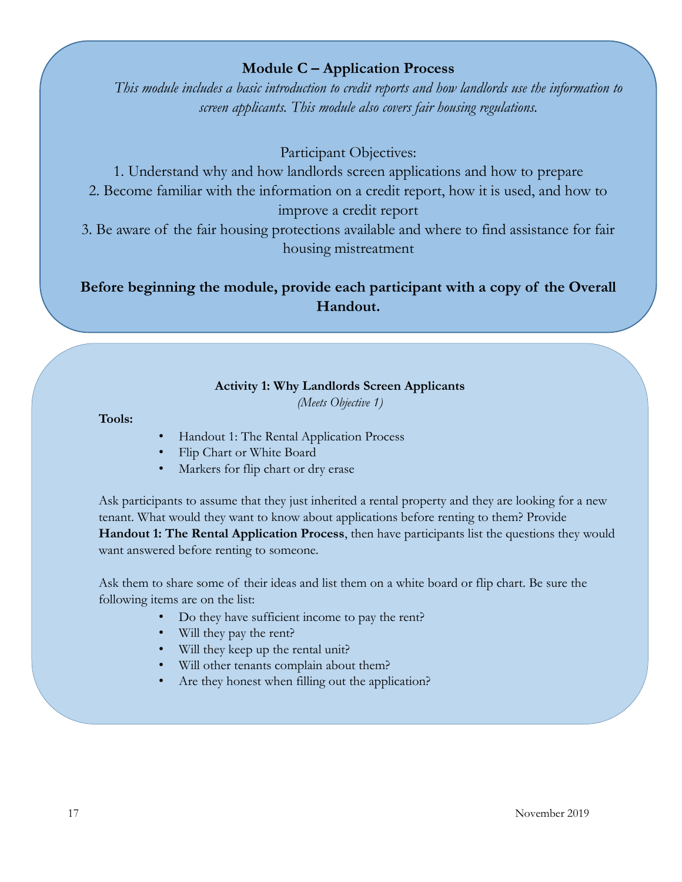## Module C – Application Process

*This module includes a basic introduction to credit reports and how landlords use the information to screen applicants. This module also covers fair housing regulations.*

Participant Objectives:

1. Understand why and how landlords screen applications and how to prepare
2. Become familiar with the information on a credit report, how it is used, and how to improve a credit report
3. Be aware of the fair housing protections available and where to find assistance for fair housing mistreatment

**Before beginning the module, provide each participant with a copy of the Overall Handout.**

### Activity 1: Why Landlords Screen Applicants

*(Meets Objective 1)*

**Tools:**

- Handout 1: The Rental Application Process
- Flip Chart or White Board
- Markers for flip chart or dry erase

Ask participants to assume that they just inherited a rental property and they are looking for a new tenant. What would they want to know about applications before renting to them? Provide **Handout 1: The Rental Application Process**, then have participants list the questions they would want answered before renting to someone.

Ask them to share some of their ideas and list them on a white board or flip chart. Be sure the following items are on the list:

- Do they have sufficient income to pay the rent?
- Will they pay the rent?
- Will they keep up the rental unit?
- Will other tenants complain about them?
- Are they honest when filling out the application?

November 2019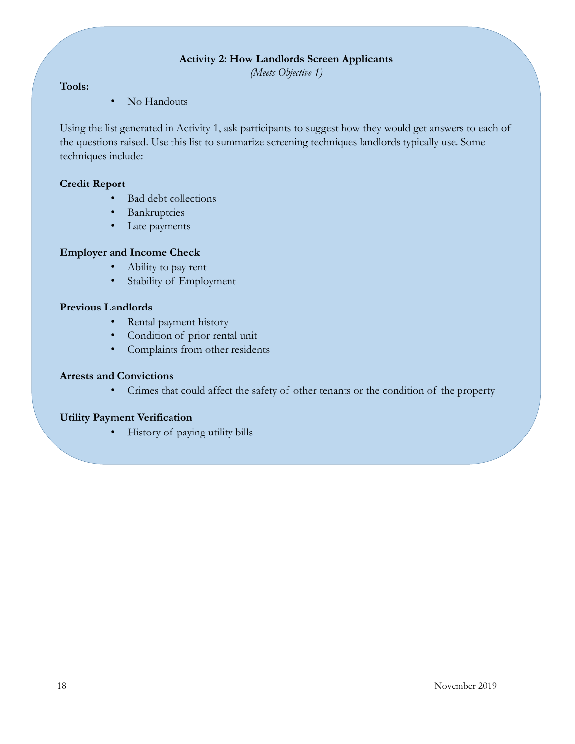## Activity 2: How Landlords Screen Applicants

*(Meets Objective 1)*

**Tools:**

- No Handouts

Using the list generated in Activity 1, ask participants to suggest how they would get answers to each of the questions raised. Use this list to summarize screening techniques landlords typically use. Some techniques include:

**Credit Report**

- Bad debt collections
- Bankruptcies
- Late payments

**Employer and Income Check**

- Ability to pay rent
- Stability of Employment

**Previous Landlords**

- Rental payment history
- Condition of prior rental unit
- Complaints from other residents

**Arrests and Convictions**

- Crimes that could affect the safety of other tenants or the condition of the property

**Utility Payment Verification**

- History of paying utility bills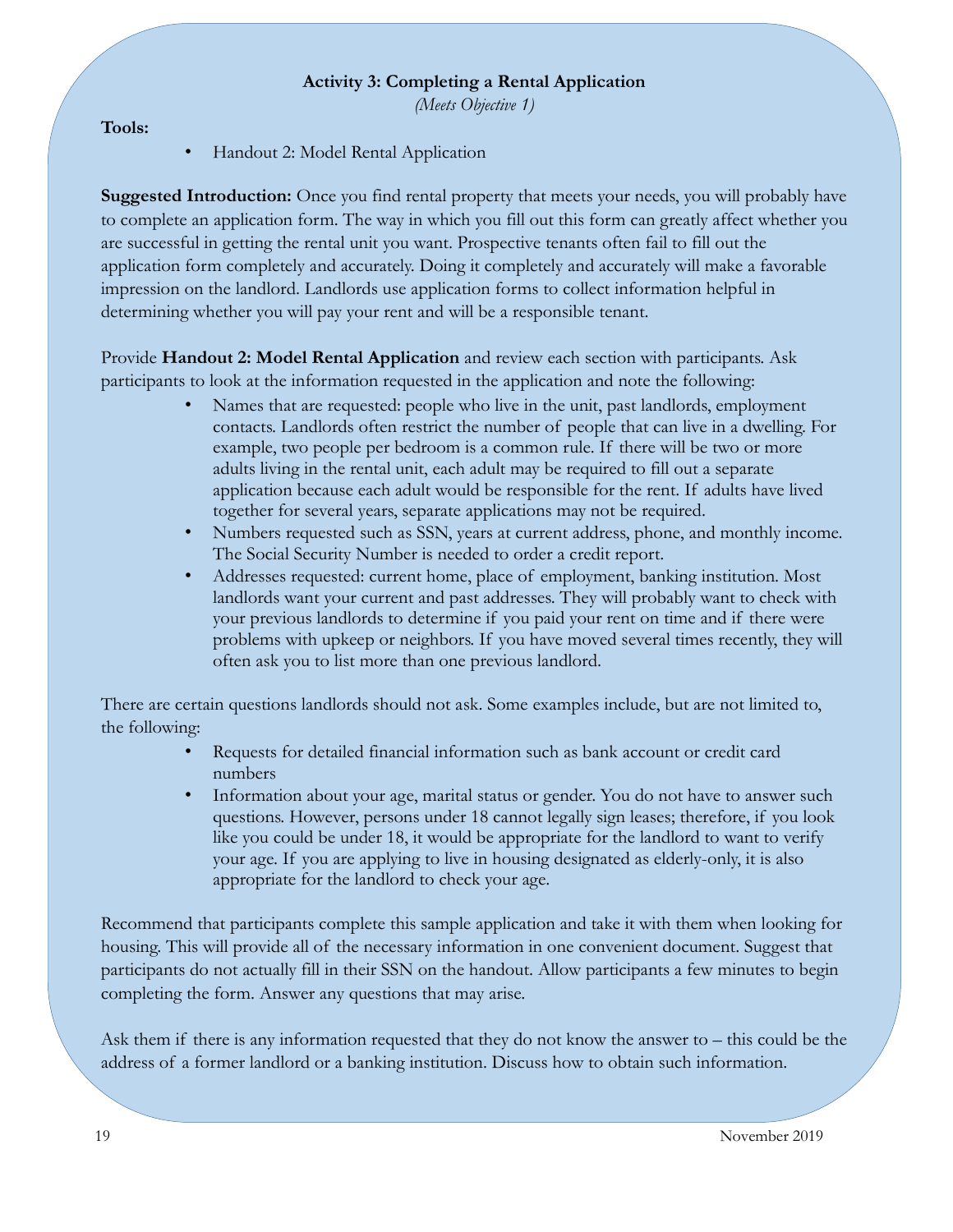### Activity 3: Completing a Rental Application

*(Meets Objective 1)*

**Tools:**

- Handout 2: Model Rental Application

**Suggested Introduction:** Once you find rental property that meets your needs, you will probably have to complete an application form. The way in which you fill out this form can greatly affect whether you are successful in getting the rental unit you want. Prospective tenants often fail to fill out the application form completely and accurately. Doing it completely and accurately will make a favorable impression on the landlord. Landlords use application forms to collect information helpful in determining whether you will pay your rent and will be a responsible tenant.

Provide **Handout 2: Model Rental Application** and review each section with participants. Ask participants to look at the information requested in the application and note the following:

- Names that are requested: people who live in the unit, past landlords, employment contacts. Landlords often restrict the number of people that can live in a dwelling. For example, two people per bedroom is a common rule. If there will be two or more adults living in the rental unit, each adult may be required to fill out a separate application because each adult would be responsible for the rent. If adults have lived together for several years, separate applications may not be required.
- Numbers requested such as SSN, years at current address, phone, and monthly income. The Social Security Number is needed to order a credit report.
- Addresses requested: current home, place of employment, banking institution. Most landlords want your current and past addresses. They will probably want to check with your previous landlords to determine if you paid your rent on time and if there were problems with upkeep or neighbors. If you have moved several times recently, they will often ask you to list more than one previous landlord.

There are certain questions landlords should not ask. Some examples include, but are not limited to, the following:

- Requests for detailed financial information such as bank account or credit card numbers
- Information about your age, marital status or gender. You do not have to answer such questions. However, persons under 18 cannot legally sign leases; therefore, if you look like you could be under 18, it would be appropriate for the landlord to want to verify your age. If you are applying to live in housing designated as elderly-only, it is also appropriate for the landlord to check your age.

Recommend that participants complete this sample application and take it with them when looking for housing. This will provide all of the necessary information in one convenient document. Suggest that participants do not actually fill in their SSN on the handout. Allow participants a few minutes to begin completing the form. Answer any questions that may arise.

Ask them if there is any information requested that they do not know the answer to – this could be the address of a former landlord or a banking institution. Discuss how to obtain such information.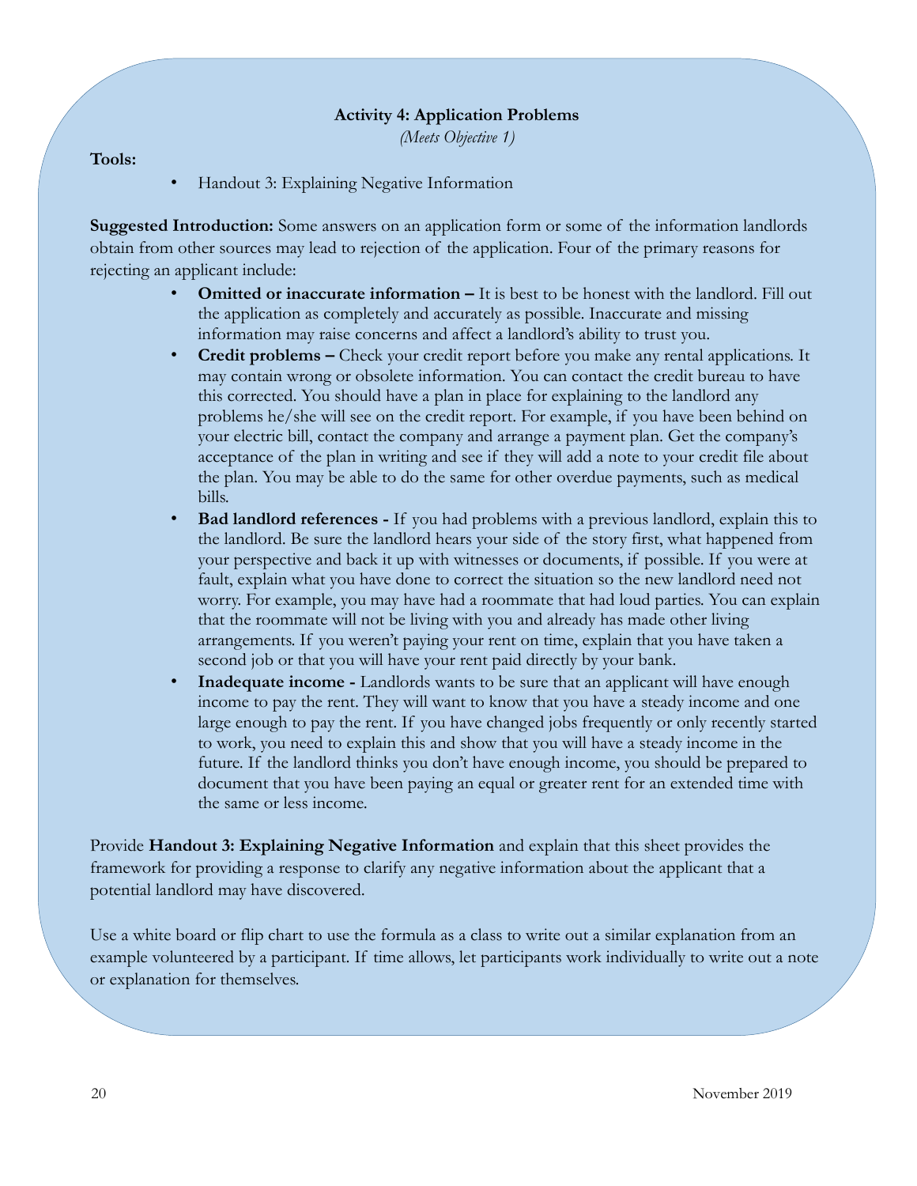### Activity 4: Application Problems

*(Meets Objective 1)*

**Tools:**

- Handout 3: Explaining Negative Information

**Suggested Introduction:** Some answers on an application form or some of the information landlords obtain from other sources may lead to rejection of the application. Four of the primary reasons for rejecting an applicant include:

- **Omitted or inaccurate information –** It is best to be honest with the landlord. Fill out the application as completely and accurately as possible. Inaccurate and missing information may raise concerns and affect a landlord's ability to trust you.
- **Credit problems –** Check your credit report before you make any rental applications. It may contain wrong or obsolete information. You can contact the credit bureau to have this corrected. You should have a plan in place for explaining to the landlord any problems he/she will see on the credit report. For example, if you have been behind on your electric bill, contact the company and arrange a payment plan. Get the company's acceptance of the plan in writing and see if they will add a note to your credit file about the plan. You may be able to do the same for other overdue payments, such as medical bills.
- **Bad landlord references -** If you had problems with a previous landlord, explain this to the landlord. Be sure the landlord hears your side of the story first, what happened from your perspective and back it up with witnesses or documents, if possible. If you were at fault, explain what you have done to correct the situation so the new landlord need not worry. For example, you may have had a roommate that had loud parties. You can explain that the roommate will not be living with you and already has made other living arrangements. If you weren't paying your rent on time, explain that you have taken a second job or that you will have your rent paid directly by your bank.
- **Inadequate income -** Landlords wants to be sure that an applicant will have enough income to pay the rent. They will want to know that you have a steady income and one large enough to pay the rent. If you have changed jobs frequently or only recently started to work, you need to explain this and show that you will have a steady income in the future. If the landlord thinks you don't have enough income, you should be prepared to document that you have been paying an equal or greater rent for an extended time with the same or less income.

Provide **Handout 3: Explaining Negative Information** and explain that this sheet provides the framework for providing a response to clarify any negative information about the applicant that a potential landlord may have discovered.

Use a white board or flip chart to use the formula as a class to write out a similar explanation from an example volunteered by a participant. If time allows, let participants work individually to write out a note or explanation for themselves.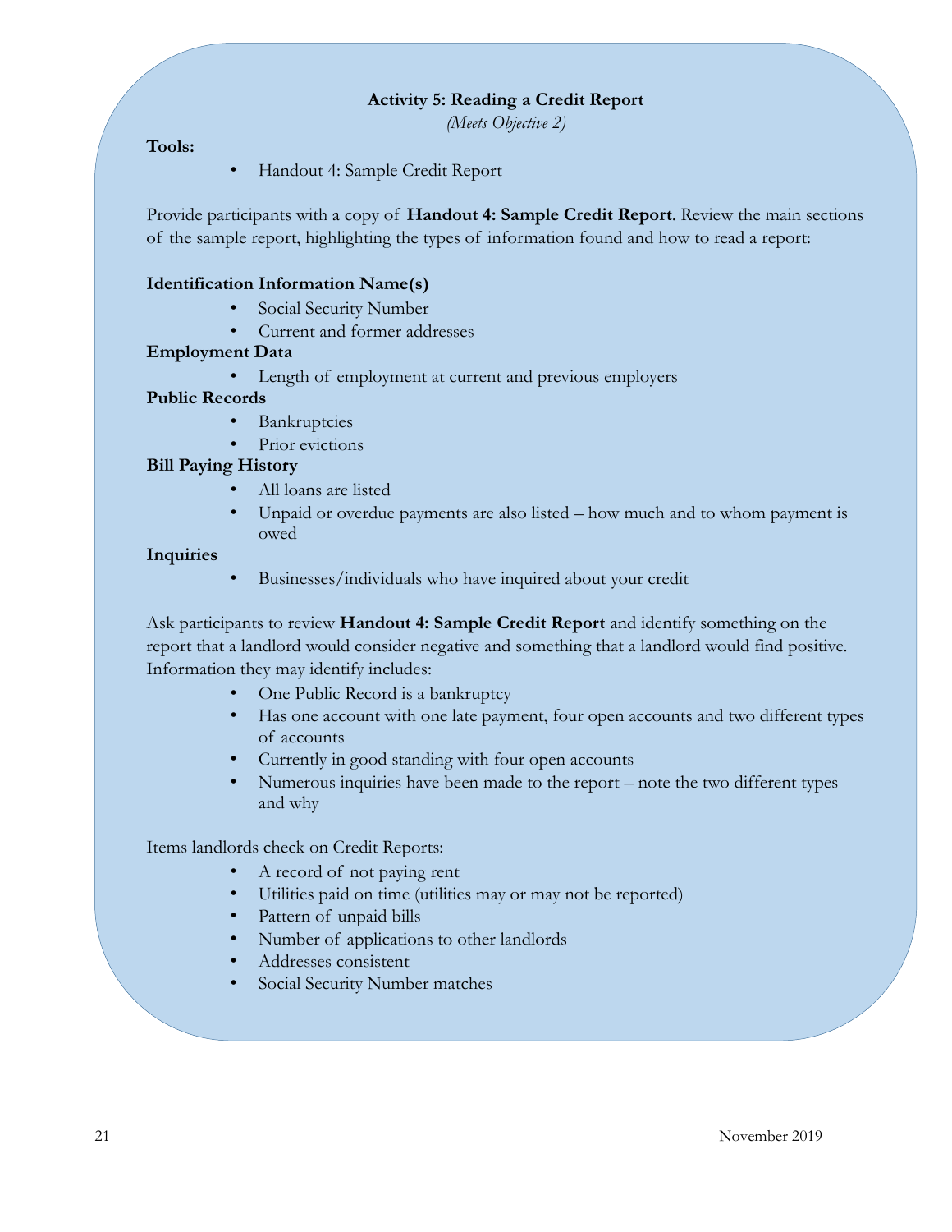## Activity 5: Reading a Credit Report

*(Meets Objective 2)*

**Tools:**

- Handout 4: Sample Credit Report

Provide participants with a copy of **Handout 4: Sample Credit Report**. Review the main sections of the sample report, highlighting the types of information found and how to read a report:

**Identification Information Name(s)**

- Social Security Number
- Current and former addresses

**Employment Data**

- Length of employment at current and previous employers

**Public Records**

- Bankruptcies
- Prior evictions

**Bill Paying History**

- All loans are listed
- Unpaid or overdue payments are also listed – how much and to whom payment is owed

**Inquiries**

- Businesses/individuals who have inquired about your credit

Ask participants to review **Handout 4: Sample Credit Report** and identify something on the report that a landlord would consider negative and something that a landlord would find positive. Information they may identify includes:

- One Public Record is a bankruptcy
- Has one account with one late payment, four open accounts and two different types of accounts
- Currently in good standing with four open accounts
- Numerous inquiries have been made to the report – note the two different types and why

Items landlords check on Credit Reports:

- A record of not paying rent
- Utilities paid on time (utilities may or may not be reported)
- Pattern of unpaid bills
- Number of applications to other landlords
- Addresses consistent
- Social Security Number matches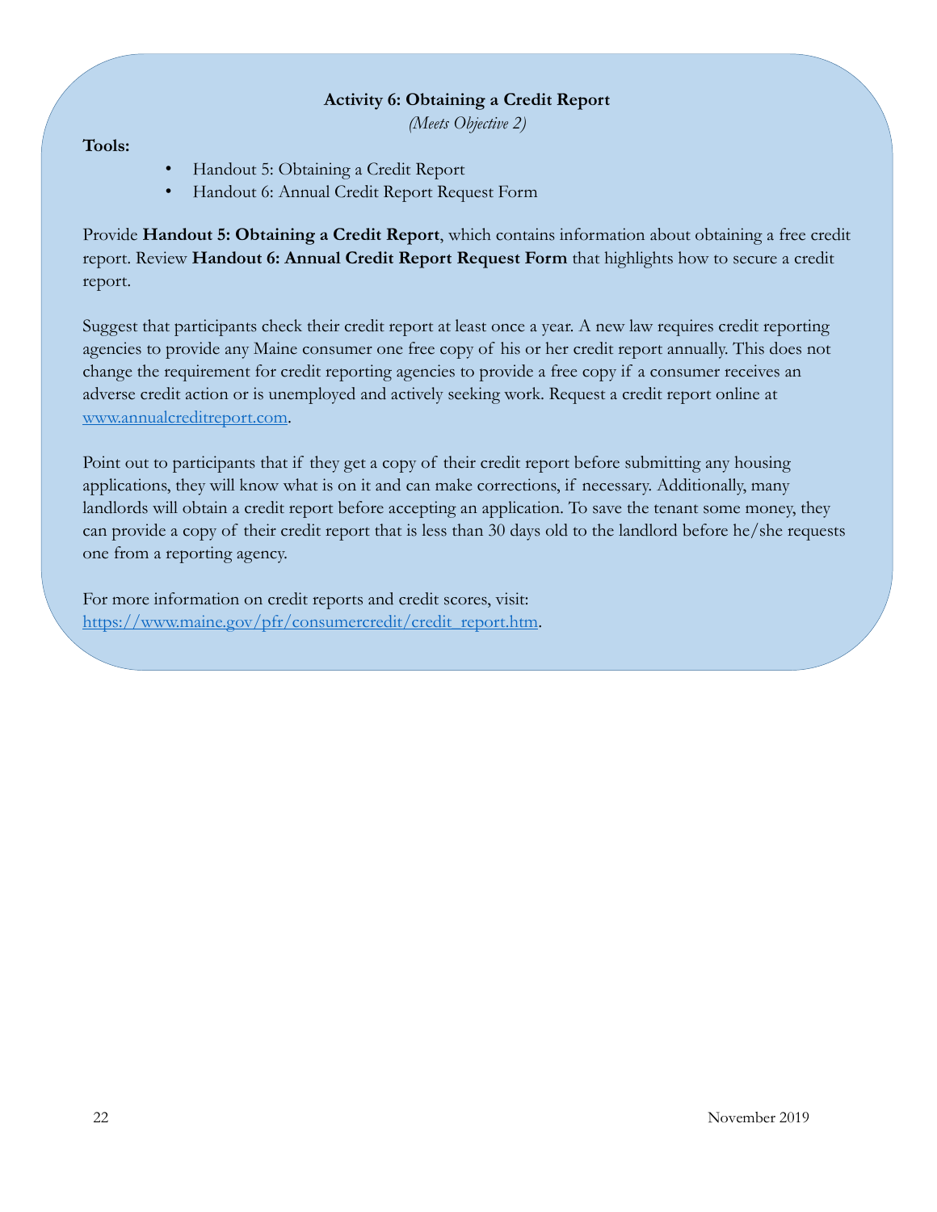### Activity 6: Obtaining a Credit Report

*(Meets Objective 2)*

**Tools:**

- Handout 5: Obtaining a Credit Report
- Handout 6: Annual Credit Report Request Form

Provide **Handout 5: Obtaining a Credit Report**, which contains information about obtaining a free credit report. Review **Handout 6: Annual Credit Report Request Form** that highlights how to secure a credit report.

Suggest that participants check their credit report at least once a year. A new law requires credit reporting agencies to provide any Maine consumer one free copy of his or her credit report annually. This does not change the requirement for credit reporting agencies to provide a free copy if a consumer receives an adverse credit action or is unemployed and actively seeking work. Request a credit report online at [www.annualcreditreport.com](http://www.annualcreditreport.com).

Point out to participants that if they get a copy of their credit report before submitting any housing applications, they will know what is on it and can make corrections, if necessary. Additionally, many landlords will obtain a credit report before accepting an application. To save the tenant some money, they can provide a copy of their credit report that is less than 30 days old to the landlord before he/she requests one from a reporting agency.

For more information on credit reports and credit scores, visit: [https://www.maine.gov/pfr/consumercredit/credit_report.htm](https://www.maine.gov/pfr/consumercredit/credit_report.htm).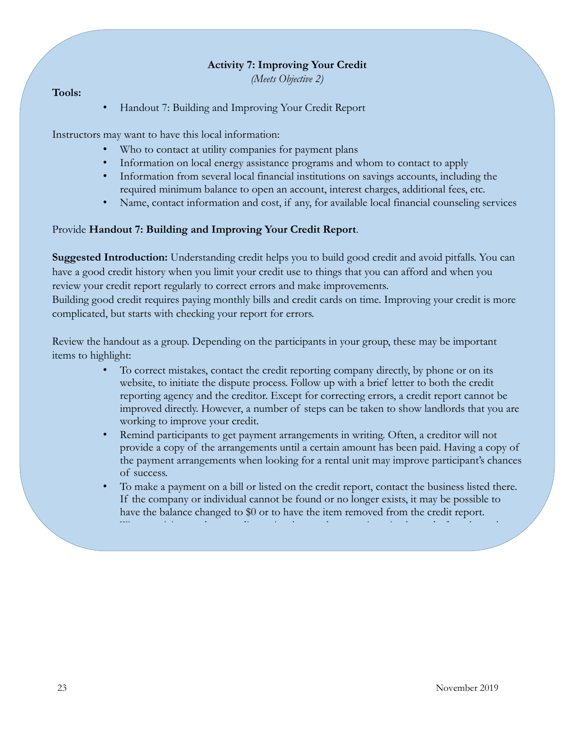**Activity 7: Improving Your Credit**

*(Meets Objective 2)*

**Tools:**

- Handout 7: Building and Improving Your Credit Report

Instructors may want to have this local information:

- Who to contact at utility companies for payment plans
- Information on local energy assistance programs and whom to contact to apply
- Information from several local financial institutions on savings accounts, including the required minimum balance to open an account, interest charges, additional fees, etc.
- Name, contact information and cost, if any, for available local financial counseling services

Provide **Handout 7: Building and Improving Your Credit Report**.

**Suggested Introduction:** Understanding credit helps you to build good credit and avoid pitfalls. You can have a good credit history when you limit your credit use to things that you can afford and when you review your credit report regularly to correct errors and make improvements.
Building good credit requires paying monthly bills and credit cards on time. Improving your credit is more complicated, but starts with checking your report for errors.

Review the handout as a group. Depending on the participants in your group, these may be important items to highlight:

- To correct mistakes, contact the credit reporting company directly, by phone or on its website, to initiate the dispute process. Follow up with a brief letter to both the credit reporting agency and the creditor. Except for correcting errors, a credit report cannot be improved directly. However, a number of steps can be taken to show landlords that you are working to improve your credit.
- Remind participants to get payment arrangements in writing. Often, a creditor will not provide a copy of the arrangements until a certain amount has been paid. Having a copy of the payment arrangements when looking for a rental unit may improve participant's chances of success.
- To make a payment on a bill or listed on the credit report, contact the business listed there. If the company or individual cannot be found or no longer exists, it may be possible to have the balance changed to $0 or to have the item removed from the credit report.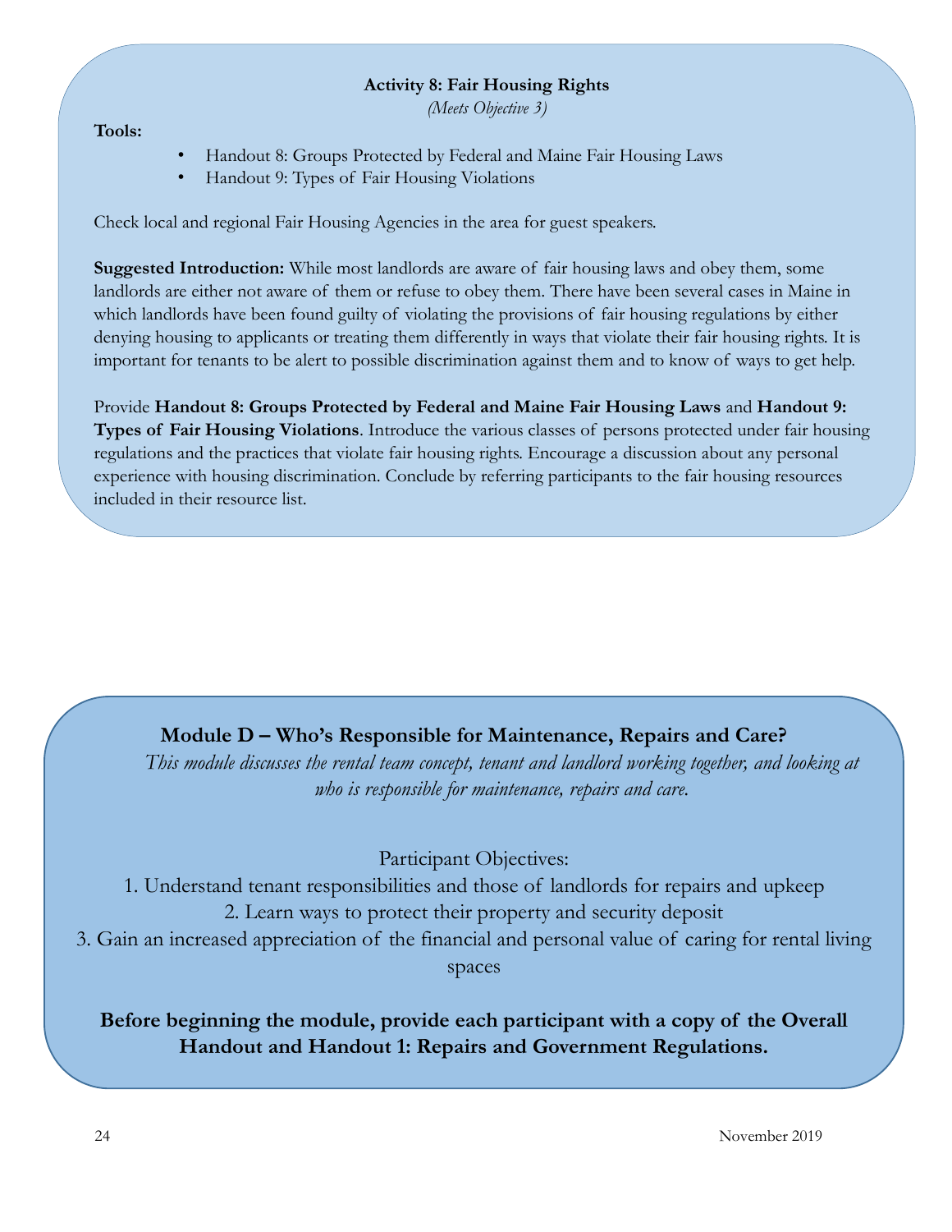### Activity 8: Fair Housing Rights

*(Meets Objective 3)*

**Tools:**

- Handout 8: Groups Protected by Federal and Maine Fair Housing Laws
- Handout 9: Types of Fair Housing Violations

Check local and regional Fair Housing Agencies in the area for guest speakers.

**Suggested Introduction:** While most landlords are aware of fair housing laws and obey them, some landlords are either not aware of them or refuse to obey them. There have been several cases in Maine in which landlords have been found guilty of violating the provisions of fair housing regulations by either denying housing to applicants or treating them differently in ways that violate their fair housing rights. It is important for tenants to be alert to possible discrimination against them and to know of ways to get help.

Provide **Handout 8: Groups Protected by Federal and Maine Fair Housing Laws** and **Handout 9: Types of Fair Housing Violations**. Introduce the various classes of persons protected under fair housing regulations and the practices that violate fair housing rights. Encourage a discussion about any personal experience with housing discrimination. Conclude by referring participants to the fair housing resources included in their resource list.

## Module D – Who's Responsible for Maintenance, Repairs and Care?

*This module discusses the rental team concept, tenant and landlord working together, and looking at who is responsible for maintenance, repairs and care.*

Participant Objectives:

1. Understand tenant responsibilities and those of landlords for repairs and upkeep
2. Learn ways to protect their property and security deposit
3. Gain an increased appreciation of the financial and personal value of caring for rental living spaces

**Before beginning the module, provide each participant with a copy of the Overall Handout and Handout 1: Repairs and Government Regulations.**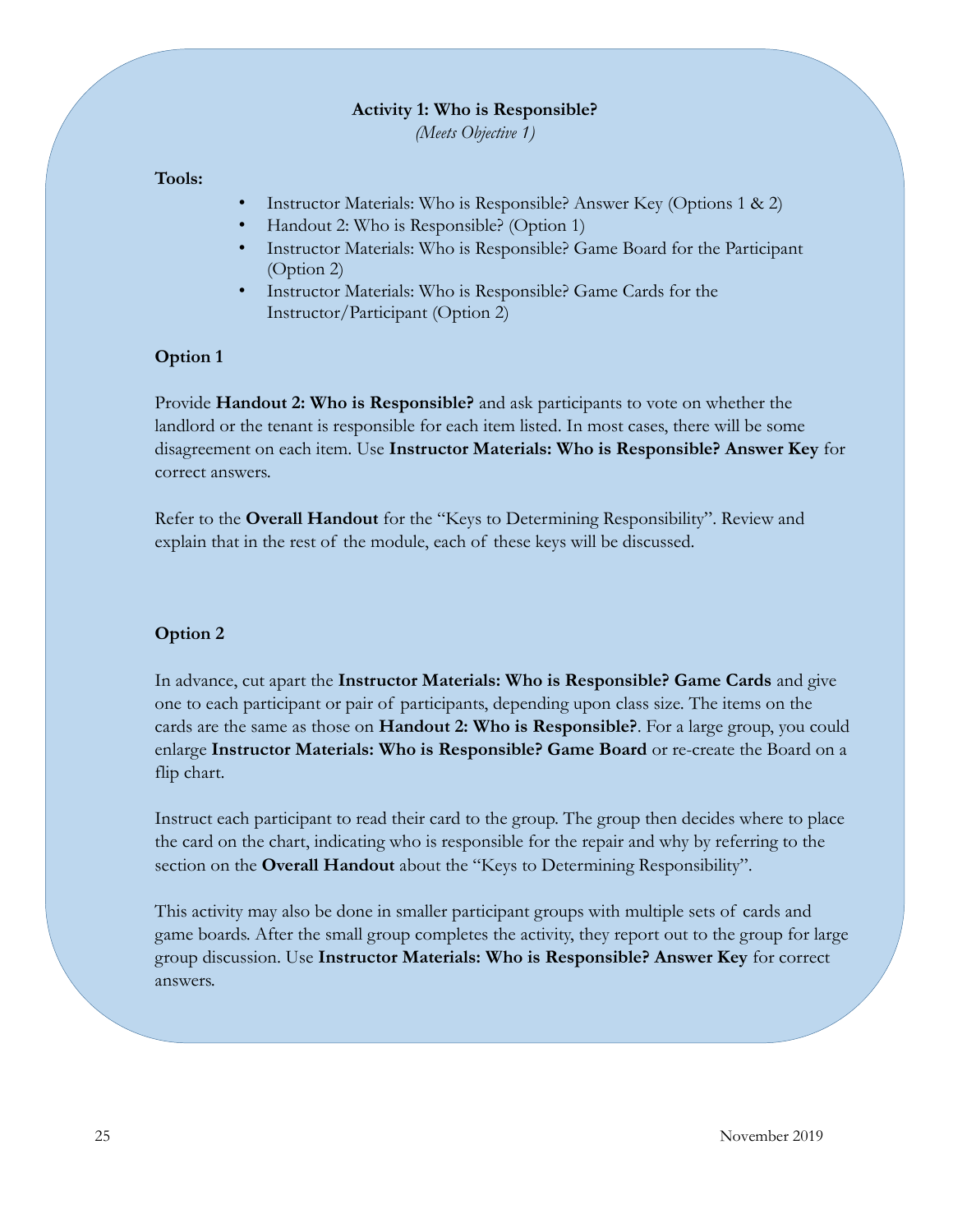## Activity 1: Who is Responsible?

*(Meets Objective 1)*

**Tools:**

- Instructor Materials: Who is Responsible? Answer Key (Options 1 & 2)
- Handout 2: Who is Responsible? (Option 1)
- Instructor Materials: Who is Responsible? Game Board for the Participant (Option 2)
- Instructor Materials: Who is Responsible? Game Cards for the Instructor/Participant (Option 2)

**Option 1**

Provide **Handout 2: Who is Responsible?** and ask participants to vote on whether the landlord or the tenant is responsible for each item listed. In most cases, there will be some disagreement on each item. Use **Instructor Materials: Who is Responsible? Answer Key** for correct answers.

Refer to the **Overall Handout** for the "Keys to Determining Responsibility". Review and explain that in the rest of the module, each of these keys will be discussed.

**Option 2**

In advance, cut apart the **Instructor Materials: Who is Responsible? Game Cards** and give one to each participant or pair of participants, depending upon class size. The items on the cards are the same as those on **Handout 2: Who is Responsible?**. For a large group, you could enlarge **Instructor Materials: Who is Responsible? Game Board** or re-create the Board on a flip chart.

Instruct each participant to read their card to the group. The group then decides where to place the card on the chart, indicating who is responsible for the repair and why by referring to the section on the **Overall Handout** about the "Keys to Determining Responsibility".

This activity may also be done in smaller participant groups with multiple sets of cards and game boards. After the small group completes the activity, they report out to the group for large group discussion. Use **Instructor Materials: Who is Responsible? Answer Key** for correct answers.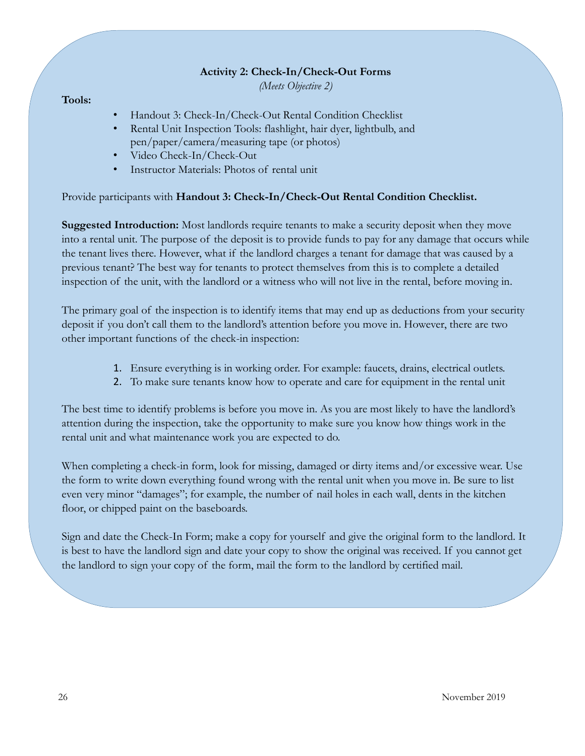### Activity 2: Check-In/Check-Out Forms

*(Meets Objective 2)*

**Tools:**

- Handout 3: Check-In/Check-Out Rental Condition Checklist
- Rental Unit Inspection Tools: flashlight, hair dyer, lightbulb, and pen/paper/camera/measuring tape (or photos)
- Video Check-In/Check-Out
- Instructor Materials: Photos of rental unit

Provide participants with **Handout 3: Check-In/Check-Out Rental Condition Checklist.**

**Suggested Introduction:** Most landlords require tenants to make a security deposit when they move into a rental unit. The purpose of the deposit is to provide funds to pay for any damage that occurs while the tenant lives there. However, what if the landlord charges a tenant for damage that was caused by a previous tenant? The best way for tenants to protect themselves from this is to complete a detailed inspection of the unit, with the landlord or a witness who will not live in the rental, before moving in.

The primary goal of the inspection is to identify items that may end up as deductions from your security deposit if you don't call them to the landlord's attention before you move in. However, there are two other important functions of the check-in inspection:

1. Ensure everything is in working order. For example: faucets, drains, electrical outlets.
2. To make sure tenants know how to operate and care for equipment in the rental unit

The best time to identify problems is before you move in. As you are most likely to have the landlord's attention during the inspection, take the opportunity to make sure you know how things work in the rental unit and what maintenance work you are expected to do.

When completing a check-in form, look for missing, damaged or dirty items and/or excessive wear. Use the form to write down everything found wrong with the rental unit when you move in. Be sure to list even very minor "damages"; for example, the number of nail holes in each wall, dents in the kitchen floor, or chipped paint on the baseboards.

Sign and date the Check-In Form; make a copy for yourself and give the original form to the landlord. It is best to have the landlord sign and date your copy to show the original was received. If you cannot get the landlord to sign your copy of the form, mail the form to the landlord by certified mail.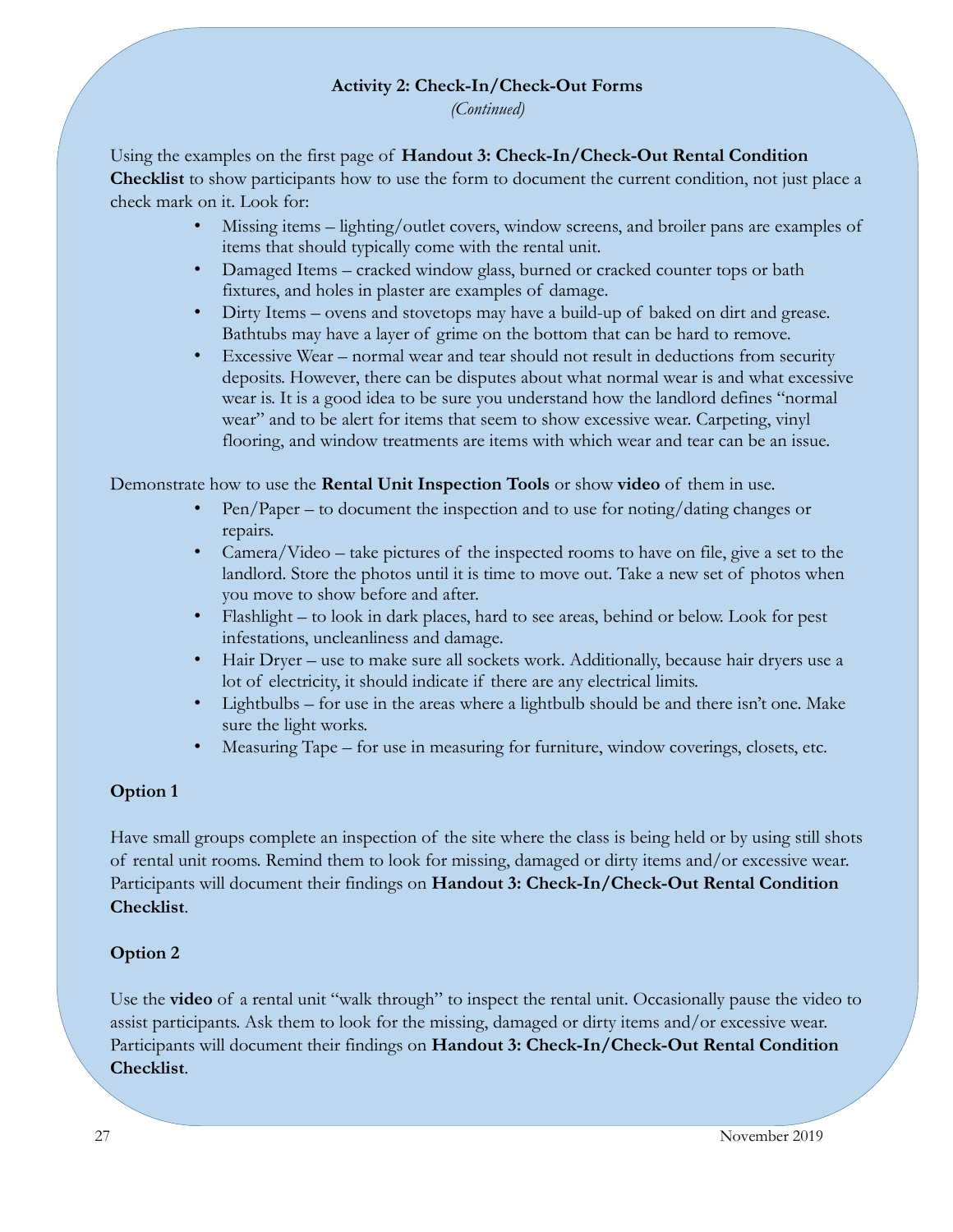### Activity 2: Check-In/Check-Out Forms

*(Continued)*

Using the examples on the first page of **Handout 3: Check-In/Check-Out Rental Condition Checklist** to show participants how to use the form to document the current condition, not just place a check mark on it. Look for:

- Missing items – lighting/outlet covers, window screens, and broiler pans are examples of items that should typically come with the rental unit.
- Damaged Items – cracked window glass, burned or cracked counter tops or bath fixtures, and holes in plaster are examples of damage.
- Dirty Items – ovens and stovetops may have a build-up of baked on dirt and grease. Bathtubs may have a layer of grime on the bottom that can be hard to remove.
- Excessive Wear – normal wear and tear should not result in deductions from security deposits. However, there can be disputes about what normal wear is and what excessive wear is. It is a good idea to be sure you understand how the landlord defines "normal wear" and to be alert for items that seem to show excessive wear. Carpeting, vinyl flooring, and window treatments are items with which wear and tear can be an issue.

Demonstrate how to use the **Rental Unit Inspection Tools** or show **video** of them in use.

- Pen/Paper – to document the inspection and to use for noting/dating changes or repairs.
- Camera/Video – take pictures of the inspected rooms to have on file, give a set to the landlord. Store the photos until it is time to move out. Take a new set of photos when you move to show before and after.
- Flashlight – to look in dark places, hard to see areas, behind or below. Look for pest infestations, uncleanliness and damage.
- Hair Dryer – use to make sure all sockets work. Additionally, because hair dryers use a lot of electricity, it should indicate if there are any electrical limits.
- Lightbulbs – for use in the areas where a lightbulb should be and there isn't one. Make sure the light works.
- Measuring Tape – for use in measuring for furniture, window coverings, closets, etc.

**Option 1**

Have small groups complete an inspection of the site where the class is being held or by using still shots of rental unit rooms. Remind them to look for missing, damaged or dirty items and/or excessive wear. Participants will document their findings on **Handout 3: Check-In/Check-Out Rental Condition Checklist**.

**Option 2**

Use the **video** of a rental unit "walk through" to inspect the rental unit. Occasionally pause the video to assist participants. Ask them to look for the missing, damaged or dirty items and/or excessive wear. Participants will document their findings on **Handout 3: Check-In/Check-Out Rental Condition Checklist**.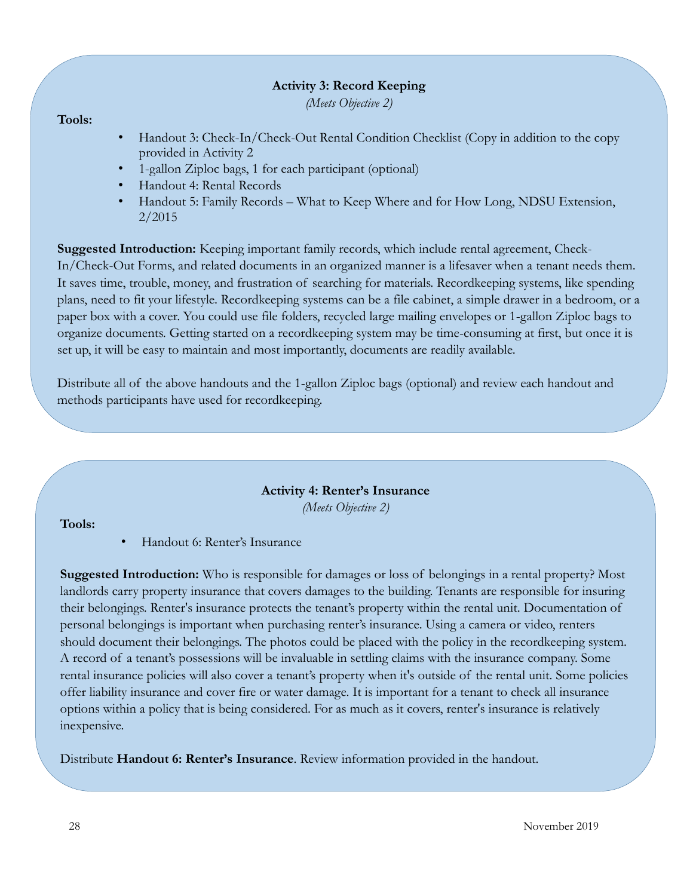### Activity 3: Record Keeping

*(Meets Objective 2)*

**Tools:**

- Handout 3: Check-In/Check-Out Rental Condition Checklist (Copy in addition to the copy provided in Activity 2
- 1-gallon Ziploc bags, 1 for each participant (optional)
- Handout 4: Rental Records
- Handout 5: Family Records – What to Keep Where and for How Long, NDSU Extension, 2/2015

**Suggested Introduction:** Keeping important family records, which include rental agreement, Check-In/Check-Out Forms, and related documents in an organized manner is a lifesaver when a tenant needs them. It saves time, trouble, money, and frustration of searching for materials. Recordkeeping systems, like spending plans, need to fit your lifestyle. Recordkeeping systems can be a file cabinet, a simple drawer in a bedroom, or a paper box with a cover. You could use file folders, recycled large mailing envelopes or 1-gallon Ziploc bags to organize documents. Getting started on a recordkeeping system may be time-consuming at first, but once it is set up, it will be easy to maintain and most importantly, documents are readily available.

Distribute all of the above handouts and the 1-gallon Ziploc bags (optional) and review each handout and methods participants have used for recordkeeping.

### Activity 4: Renter's Insurance

*(Meets Objective 2)*

**Tools:**

- Handout 6: Renter's Insurance

**Suggested Introduction:** Who is responsible for damages or loss of belongings in a rental property? Most landlords carry property insurance that covers damages to the building. Tenants are responsible for insuring their belongings. Renter's insurance protects the tenant's property within the rental unit. Documentation of personal belongings is important when purchasing renter's insurance. Using a camera or video, renters should document their belongings. The photos could be placed with the policy in the recordkeeping system. A record of a tenant's possessions will be invaluable in settling claims with the insurance company. Some rental insurance policies will also cover a tenant's property when it's outside of the rental unit. Some policies offer liability insurance and cover fire or water damage. It is important for a tenant to check all insurance options within a policy that is being considered. For as much as it covers, renter's insurance is relatively inexpensive.

Distribute **Handout 6: Renter's Insurance**. Review information provided in the handout.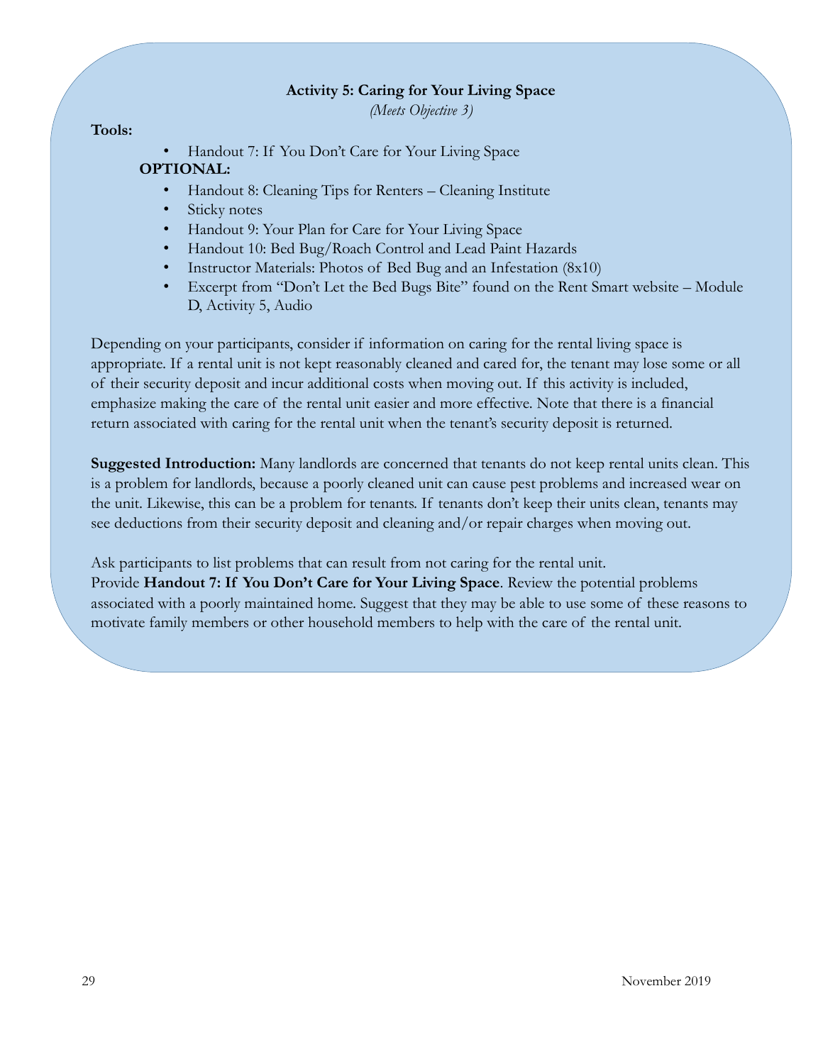### Activity 5: Caring for Your Living Space

*(Meets Objective 3)*

**Tools:**

- Handout 7: If You Don't Care for Your Living Space

**OPTIONAL:**

- Handout 8: Cleaning Tips for Renters – Cleaning Institute
- Sticky notes
- Handout 9: Your Plan for Care for Your Living Space
- Handout 10: Bed Bug/Roach Control and Lead Paint Hazards
- Instructor Materials: Photos of Bed Bug and an Infestation (8x10)
- Excerpt from "Don't Let the Bed Bugs Bite" found on the Rent Smart website – Module D, Activity 5, Audio

Depending on your participants, consider if information on caring for the rental living space is appropriate. If a rental unit is not kept reasonably cleaned and cared for, the tenant may lose some or all of their security deposit and incur additional costs when moving out. If this activity is included, emphasize making the care of the rental unit easier and more effective. Note that there is a financial return associated with caring for the rental unit when the tenant's security deposit is returned.

**Suggested Introduction:** Many landlords are concerned that tenants do not keep rental units clean. This is a problem for landlords, because a poorly cleaned unit can cause pest problems and increased wear on the unit. Likewise, this can be a problem for tenants. If tenants don't keep their units clean, tenants may see deductions from their security deposit and cleaning and/or repair charges when moving out.

Ask participants to list problems that can result from not caring for the rental unit.
Provide **Handout 7: If You Don't Care for Your Living Space**. Review the potential problems associated with a poorly maintained home. Suggest that they may be able to use some of these reasons to motivate family members or other household members to help with the care of the rental unit.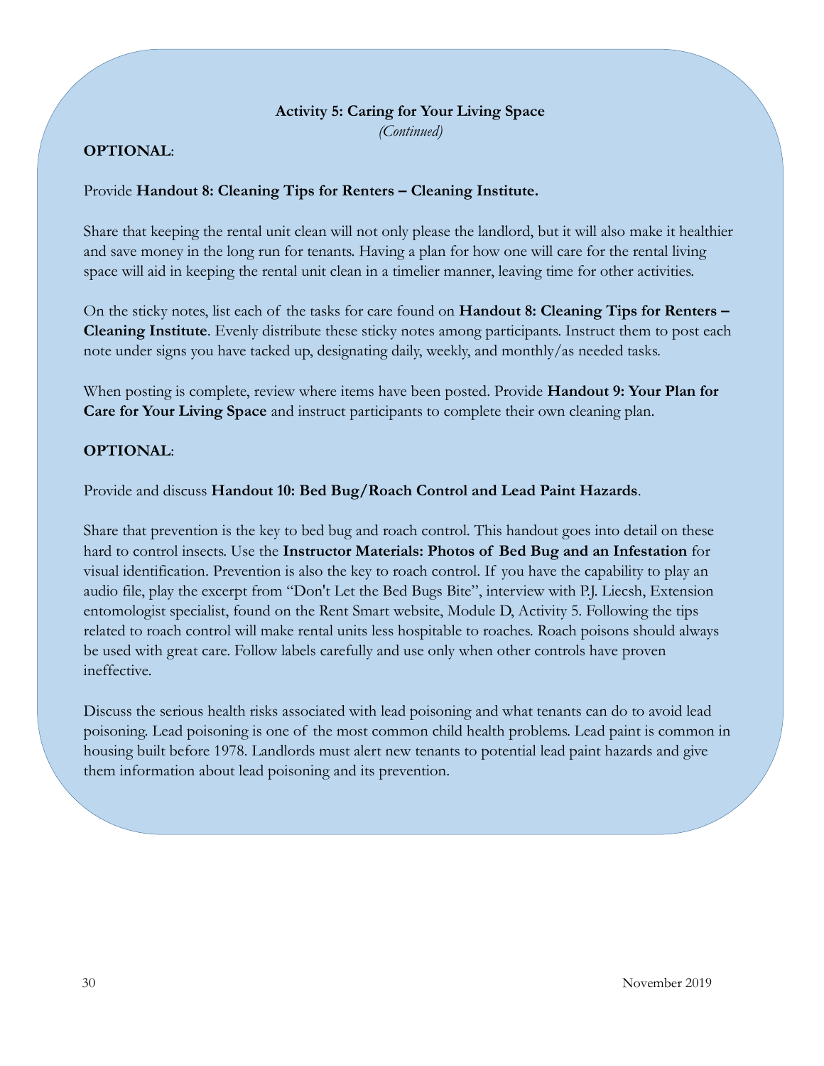**Activity 5: Caring for Your Living Space**

*(Continued)*

**OPTIONAL**:

Provide **Handout 8: Cleaning Tips for Renters – Cleaning Institute.**

Share that keeping the rental unit clean will not only please the landlord, but it will also make it healthier and save money in the long run for tenants. Having a plan for how one will care for the rental living space will aid in keeping the rental unit clean in a timelier manner, leaving time for other activities.

On the sticky notes, list each of the tasks for care found on **Handout 8: Cleaning Tips for Renters – Cleaning Institute**. Evenly distribute these sticky notes among participants. Instruct them to post each note under signs you have tacked up, designating daily, weekly, and monthly/as needed tasks.

When posting is complete, review where items have been posted. Provide **Handout 9: Your Plan for Care for Your Living Space** and instruct participants to complete their own cleaning plan.

**OPTIONAL**:

Provide and discuss **Handout 10: Bed Bug/Roach Control and Lead Paint Hazards**.

Share that prevention is the key to bed bug and roach control. This handout goes into detail on these hard to control insects. Use the **Instructor Materials: Photos of Bed Bug and an Infestation** for visual identification. Prevention is also the key to roach control. If you have the capability to play an audio file, play the excerpt from "Don't Let the Bed Bugs Bite", interview with P.J. Liecsh, Extension entomologist specialist, found on the Rent Smart website, Module D, Activity 5. Following the tips related to roach control will make rental units less hospitable to roaches. Roach poisons should always be used with great care. Follow labels carefully and use only when other controls have proven ineffective.

Discuss the serious health risks associated with lead poisoning and what tenants can do to avoid lead poisoning. Lead poisoning is one of the most common child health problems. Lead paint is common in housing built before 1978. Landlords must alert new tenants to potential lead paint hazards and give them information about lead poisoning and its prevention.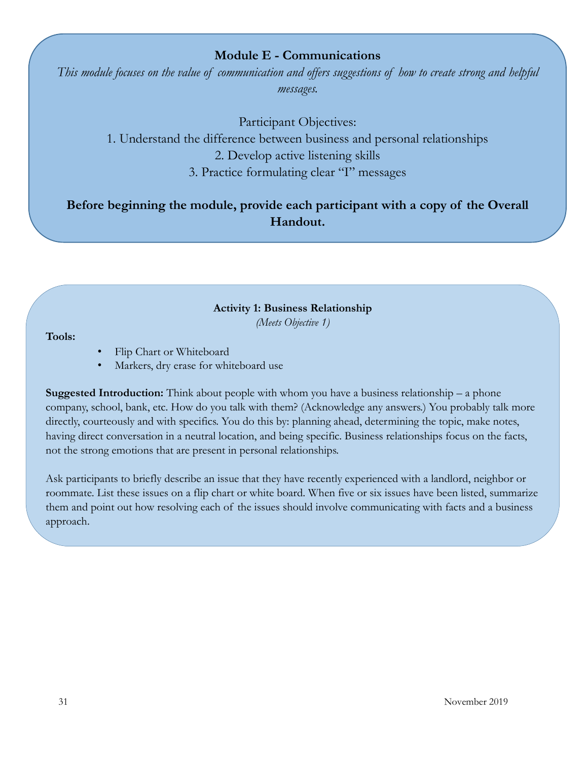## Module E - Communications

*This module focuses on the value of communication and offers suggestions of how to create strong and helpful messages.*

Participant Objectives:

1. Understand the difference between business and personal relationships
2. Develop active listening skills
3. Practice formulating clear "I" messages

**Before beginning the module, provide each participant with a copy of the Overall Handout.**

### Activity 1: Business Relationship

*(Meets Objective 1)*

**Tools:**

- Flip Chart or Whiteboard
- Markers, dry erase for whiteboard use

**Suggested Introduction:** Think about people with whom you have a business relationship – a phone company, school, bank, etc. How do you talk with them? (Acknowledge any answers.) You probably talk more directly, courteously and with specifics. You do this by: planning ahead, determining the topic, make notes, having direct conversation in a neutral location, and being specific. Business relationships focus on the facts, not the strong emotions that are present in personal relationships.

Ask participants to briefly describe an issue that they have recently experienced with a landlord, neighbor or roommate. List these issues on a flip chart or white board. When five or six issues have been listed, summarize them and point out how resolving each of the issues should involve communicating with facts and a business approach.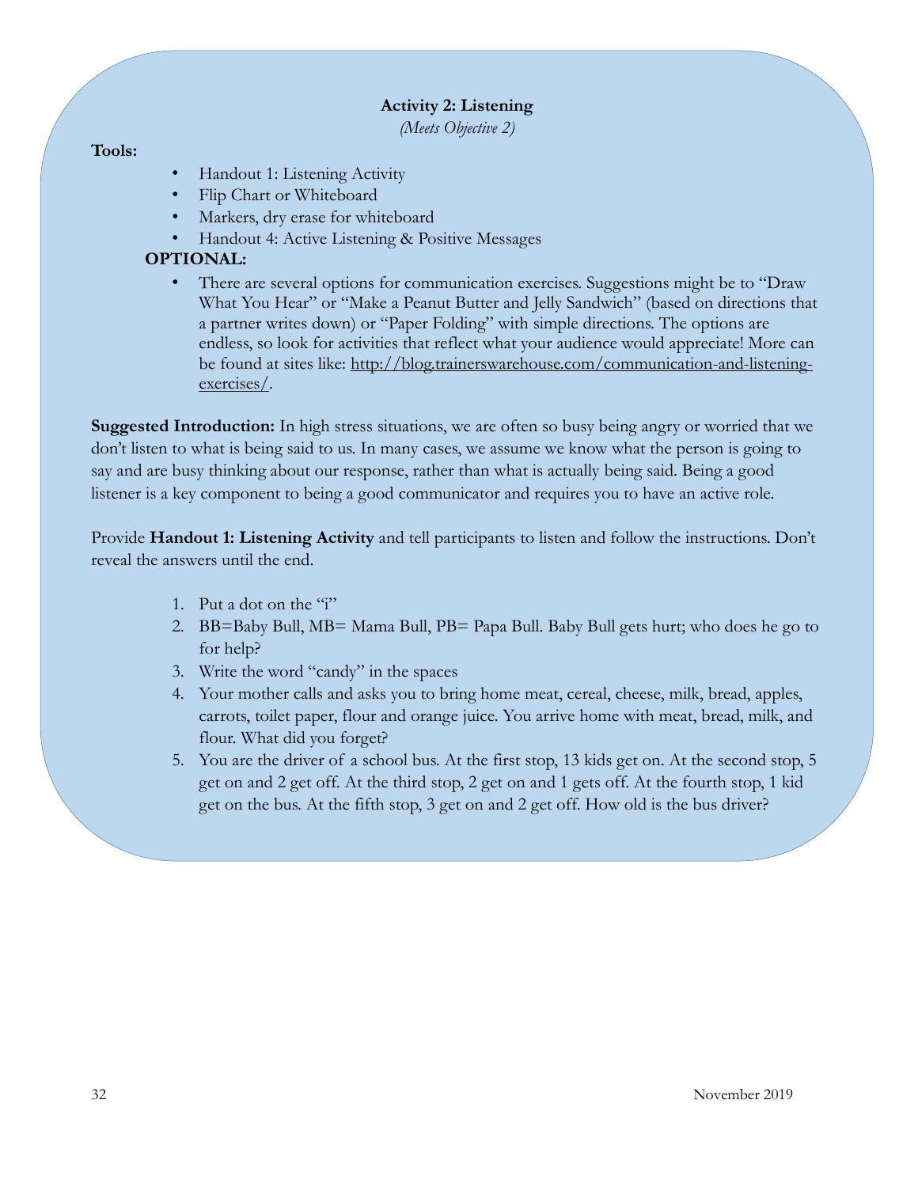### Activity 2: Listening

*(Meets Objective 2)*

**Tools:**

- Handout 1: Listening Activity
- Flip Chart or Whiteboard
- Markers, dry erase for whiteboard
- Handout 4: Active Listening & Positive Messages

**OPTIONAL:**

- There are several options for communication exercises. Suggestions might be to "Draw What You Hear" or "Make a Peanut Butter and Jelly Sandwich" (based on directions that a partner writes down) or "Paper Folding" with simple directions. The options are endless, so look for activities that reflect what your audience would appreciate! More can be found at sites like: http://blog.trainerswarehouse.com/communication-and-listening-exercises/.

**Suggested Introduction:** In high stress situations, we are often so busy being angry or worried that we don't listen to what is being said to us. In many cases, we assume we know what the person is going to say and are busy thinking about our response, rather than what is actually being said. Being a good listener is a key component to being a good communicator and requires you to have an active role.

Provide **Handout 1: Listening Activity** and tell participants to listen and follow the instructions. Don't reveal the answers until the end.

1. Put a dot on the "i"
2. BB=Baby Bull, MB= Mama Bull, PB= Papa Bull. Baby Bull gets hurt; who does he go to for help?
3. Write the word "candy" in the spaces
4. Your mother calls and asks you to bring home meat, cereal, cheese, milk, bread, apples, carrots, toilet paper, flour and orange juice. You arrive home with meat, bread, milk, and flour. What did you forget?
5. You are the driver of a school bus. At the first stop, 13 kids get on. At the second stop, 5 get on and 2 get off. At the third stop, 2 get on and 1 gets off. At the fourth stop, 1 kid get on the bus. At the fifth stop, 3 get on and 2 get off. How old is the bus driver?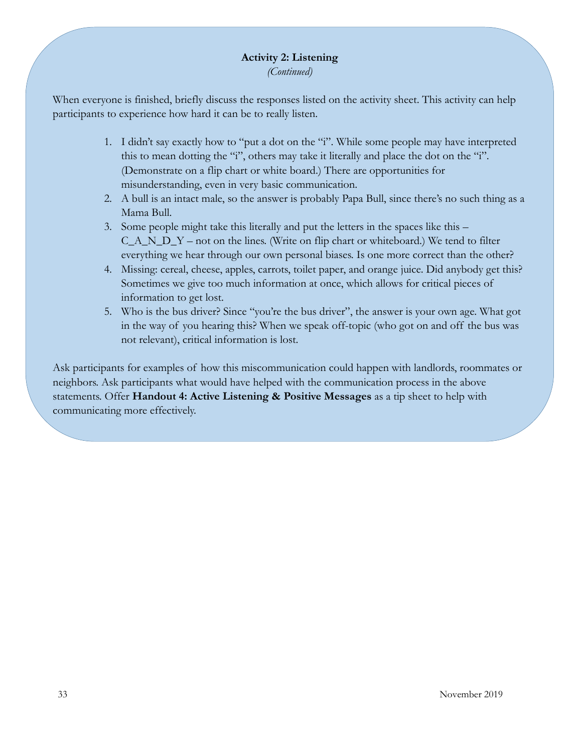### Activity 2: Listening

*(Continued)*

When everyone is finished, briefly discuss the responses listed on the activity sheet. This activity can help participants to experience how hard it can be to really listen.

1. I didn't say exactly how to "put a dot on the "i". While some people may have interpreted this to mean dotting the "i", others may take it literally and place the dot on the "i". (Demonstrate on a flip chart or white board.) There are opportunities for misunderstanding, even in very basic communication.
2. A bull is an intact male, so the answer is probably Papa Bull, since there's no such thing as a Mama Bull.
3. Some people might take this literally and put the letters in the spaces like this – C_A_N_D_Y – not on the lines. (Write on flip chart or whiteboard.) We tend to filter everything we hear through our own personal biases. Is one more correct than the other?
4. Missing: cereal, cheese, apples, carrots, toilet paper, and orange juice. Did anybody get this? Sometimes we give too much information at once, which allows for critical pieces of information to get lost.
5. Who is the bus driver? Since "you're the bus driver", the answer is your own age. What got in the way of you hearing this? When we speak off-topic (who got on and off the bus was not relevant), critical information is lost.

Ask participants for examples of how this miscommunication could happen with landlords, roommates or neighbors. Ask participants what would have helped with the communication process in the above statements. Offer **Handout 4: Active Listening & Positive Messages** as a tip sheet to help with communicating more effectively.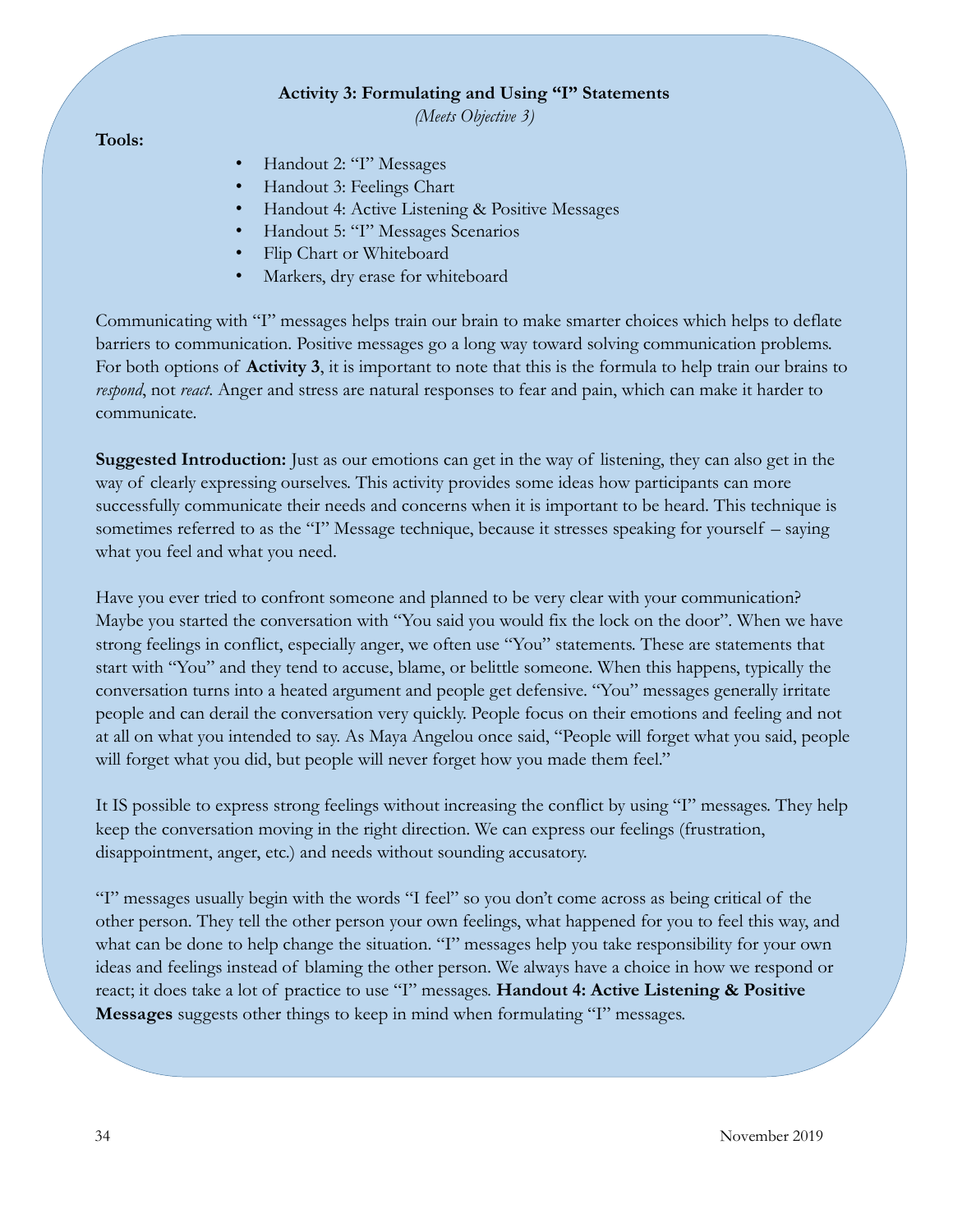### Activity 3: Formulating and Using "I" Statements

*(Meets Objective 3)*

**Tools:**

- Handout 2: "I" Messages
- Handout 3: Feelings Chart
- Handout 4: Active Listening & Positive Messages
- Handout 5: "I" Messages Scenarios
- Flip Chart or Whiteboard
- Markers, dry erase for whiteboard

Communicating with "I" messages helps train our brain to make smarter choices which helps to deflate barriers to communication. Positive messages go a long way toward solving communication problems. For both options of **Activity 3**, it is important to note that this is the formula to help train our brains to *respond*, not *react*. Anger and stress are natural responses to fear and pain, which can make it harder to communicate.

**Suggested Introduction:** Just as our emotions can get in the way of listening, they can also get in the way of clearly expressing ourselves. This activity provides some ideas how participants can more successfully communicate their needs and concerns when it is important to be heard. This technique is sometimes referred to as the "I" Message technique, because it stresses speaking for yourself – saying what you feel and what you need.

Have you ever tried to confront someone and planned to be very clear with your communication? Maybe you started the conversation with "You said you would fix the lock on the door". When we have strong feelings in conflict, especially anger, we often use "You" statements. These are statements that start with "You" and they tend to accuse, blame, or belittle someone. When this happens, typically the conversation turns into a heated argument and people get defensive. "You" messages generally irritate people and can derail the conversation very quickly. People focus on their emotions and feeling and not at all on what you intended to say. As Maya Angelou once said, "People will forget what you said, people will forget what you did, but people will never forget how you made them feel."

It IS possible to express strong feelings without increasing the conflict by using "I" messages. They help keep the conversation moving in the right direction. We can express our feelings (frustration, disappointment, anger, etc.) and needs without sounding accusatory.

"I" messages usually begin with the words "I feel" so you don't come across as being critical of the other person. They tell the other person your own feelings, what happened for you to feel this way, and what can be done to help change the situation. "I" messages help you take responsibility for your own ideas and feelings instead of blaming the other person. We always have a choice in how we respond or react; it does take a lot of practice to use "I" messages. **Handout 4: Active Listening & Positive Messages** suggests other things to keep in mind when formulating "I" messages.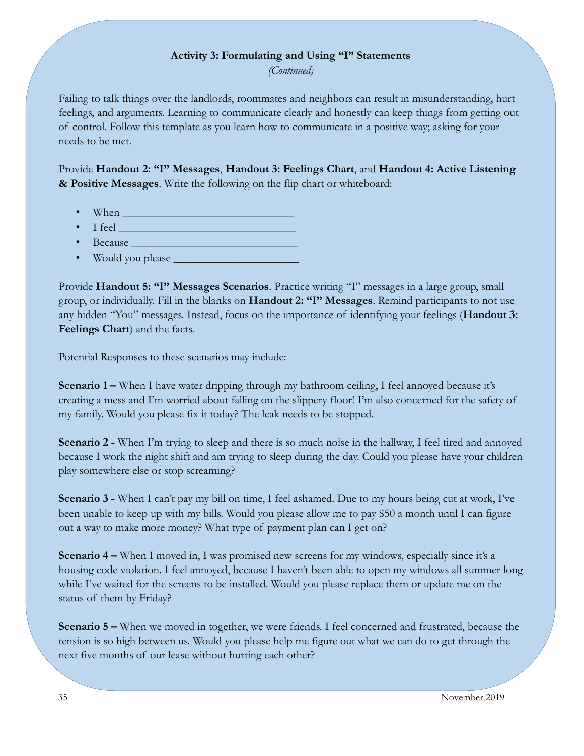**Activity 3: Formulating and Using "I" Statements**

*(Continued)*

Failing to talk things over the landlords, roommates and neighbors can result in misunderstanding, hurt feelings, and arguments. Learning to communicate clearly and honestly can keep things from getting out of control. Follow this template as you learn how to communicate in a positive way; asking for your needs to be met.

Provide **Handout 2: "I" Messages**, **Handout 3: Feelings Chart**, and **Handout 4: Active Listening & Positive Messages**. Write the following on the flip chart or whiteboard:

- When ______________________________
- I feel ______________________________
- Because _____________________________
- Would you please ______________________

Provide **Handout 5: "I" Messages Scenarios**. Practice writing "I" messages in a large group, small group, or individually. Fill in the blanks on **Handout 2: "I" Messages**. Remind participants to not use any hidden "You" messages. Instead, focus on the importance of identifying your feelings (**Handout 3: Feelings Chart**) and the facts.

Potential Responses to these scenarios may include:

**Scenario 1 –** When I have water dripping through my bathroom ceiling, I feel annoyed because it's creating a mess and I'm worried about falling on the slippery floor! I'm also concerned for the safety of my family. Would you please fix it today? The leak needs to be stopped.

**Scenario 2 -** When I'm trying to sleep and there is so much noise in the hallway, I feel tired and annoyed because I work the night shift and am trying to sleep during the day. Could you please have your children play somewhere else or stop screaming?

**Scenario 3 -** When I can't pay my bill on time, I feel ashamed. Due to my hours being cut at work, I've been unable to keep up with my bills. Would you please allow me to pay $50 a month until I can figure out a way to make more money? What type of payment plan can I get on?

**Scenario 4 –** When I moved in, I was promised new screens for my windows, especially since it's a housing code violation. I feel annoyed, because I haven't been able to open my windows all summer long while I've waited for the screens to be installed. Would you please replace them or update me on the status of them by Friday?

**Scenario 5 –** When we moved in together, we were friends. I feel concerned and frustrated, because the tension is so high between us. Would you please help me figure out what we can do to get through the next five months of our lease without hurting each other?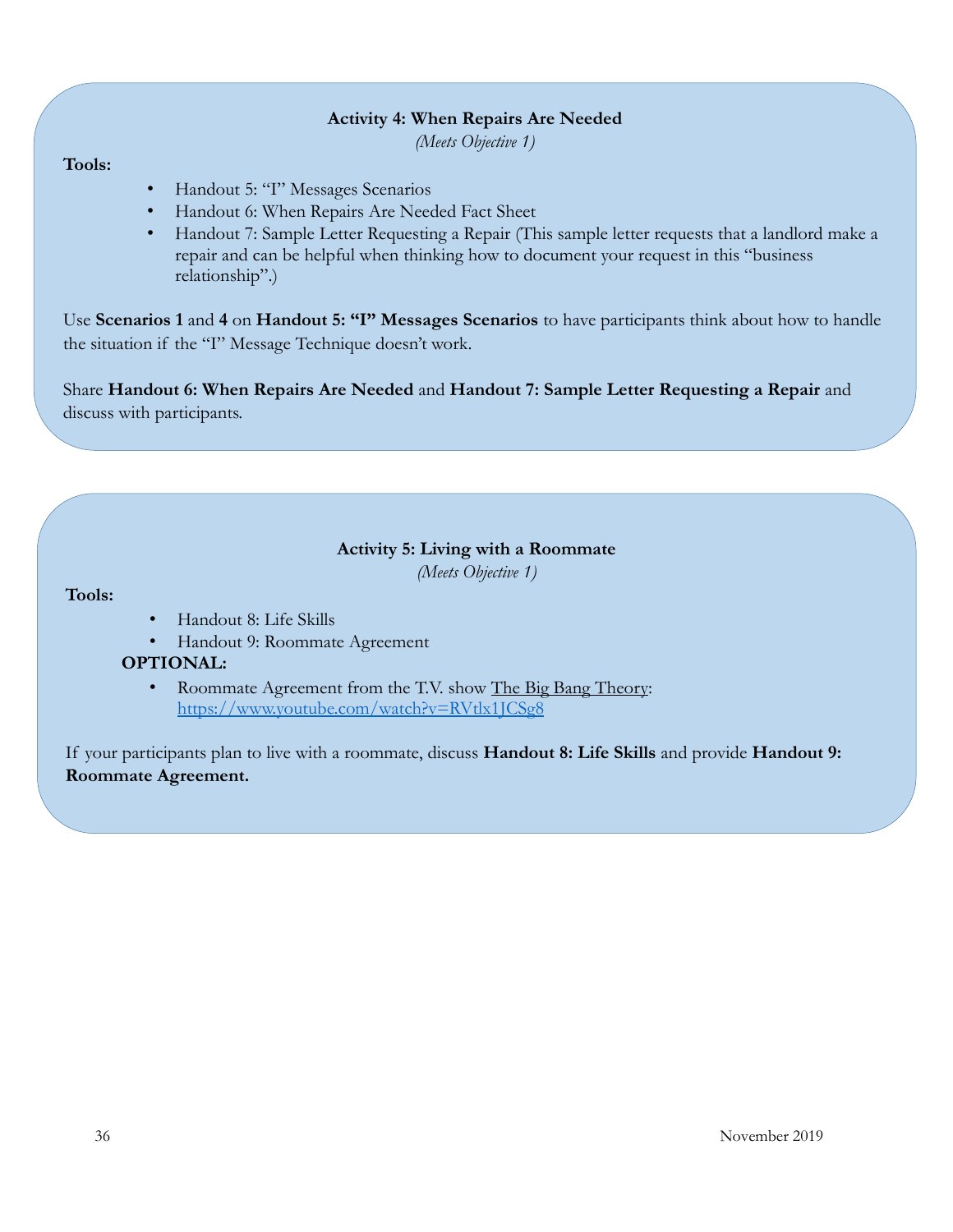### Activity 4: When Repairs Are Needed

*(Meets Objective 1)*

**Tools:**

- Handout 5: "I" Messages Scenarios
- Handout 6: When Repairs Are Needed Fact Sheet
- Handout 7: Sample Letter Requesting a Repair (This sample letter requests that a landlord make a repair and can be helpful when thinking how to document your request in this "business relationship".)

Use **Scenarios 1** and **4** on **Handout 5: "I" Messages Scenarios** to have participants think about how to handle the situation if the "I" Message Technique doesn't work.

Share **Handout 6: When Repairs Are Needed** and **Handout 7: Sample Letter Requesting a Repair** and discuss with participants.

### Activity 5: Living with a Roommate

*(Meets Objective 1)*

**Tools:**

- Handout 8: Life Skills
- Handout 9: Roommate Agreement

**OPTIONAL:**

- Roommate Agreement from the T.V. show The Big Bang Theory: [https://www.youtube.com/watch?v=RVtlx1JCSg8](https://www.youtube.com/watch?v=RVtlx1JCSg8)

If your participants plan to live with a roommate, discuss **Handout 8: Life Skills** and provide **Handout 9: Roommate Agreement.**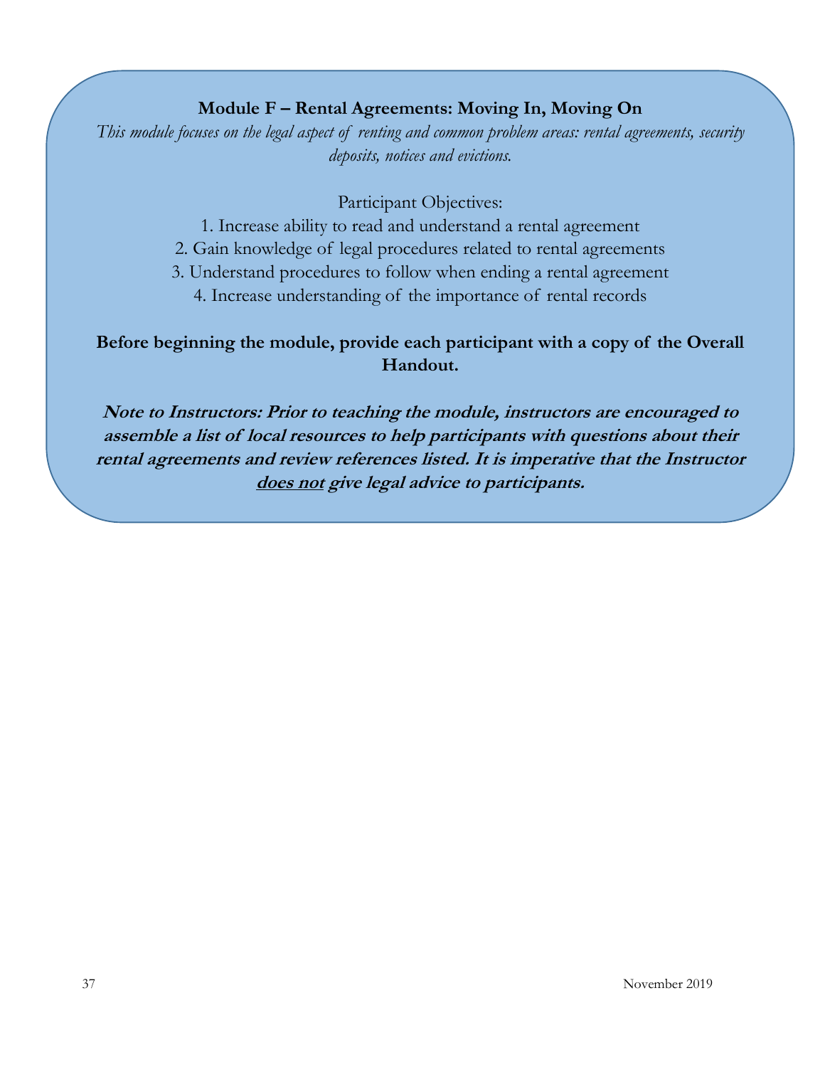# Module F – Rental Agreements: Moving In, Moving On

*This module focuses on the legal aspect of renting and common problem areas: rental agreements, security deposits, notices and evictions.*

Participant Objectives:

1. Increase ability to read and understand a rental agreement
2. Gain knowledge of legal procedures related to rental agreements
3. Understand procedures to follow when ending a rental agreement
4. Increase understanding of the importance of rental records

**Before beginning the module, provide each participant with a copy of the Overall Handout.**

***Note to Instructors: Prior to teaching the module, instructors are encouraged to assemble a list of local resources to help participants with questions about their rental agreements and review references listed. It is imperative that the Instructor <u>does not</u> give legal advice to participants.***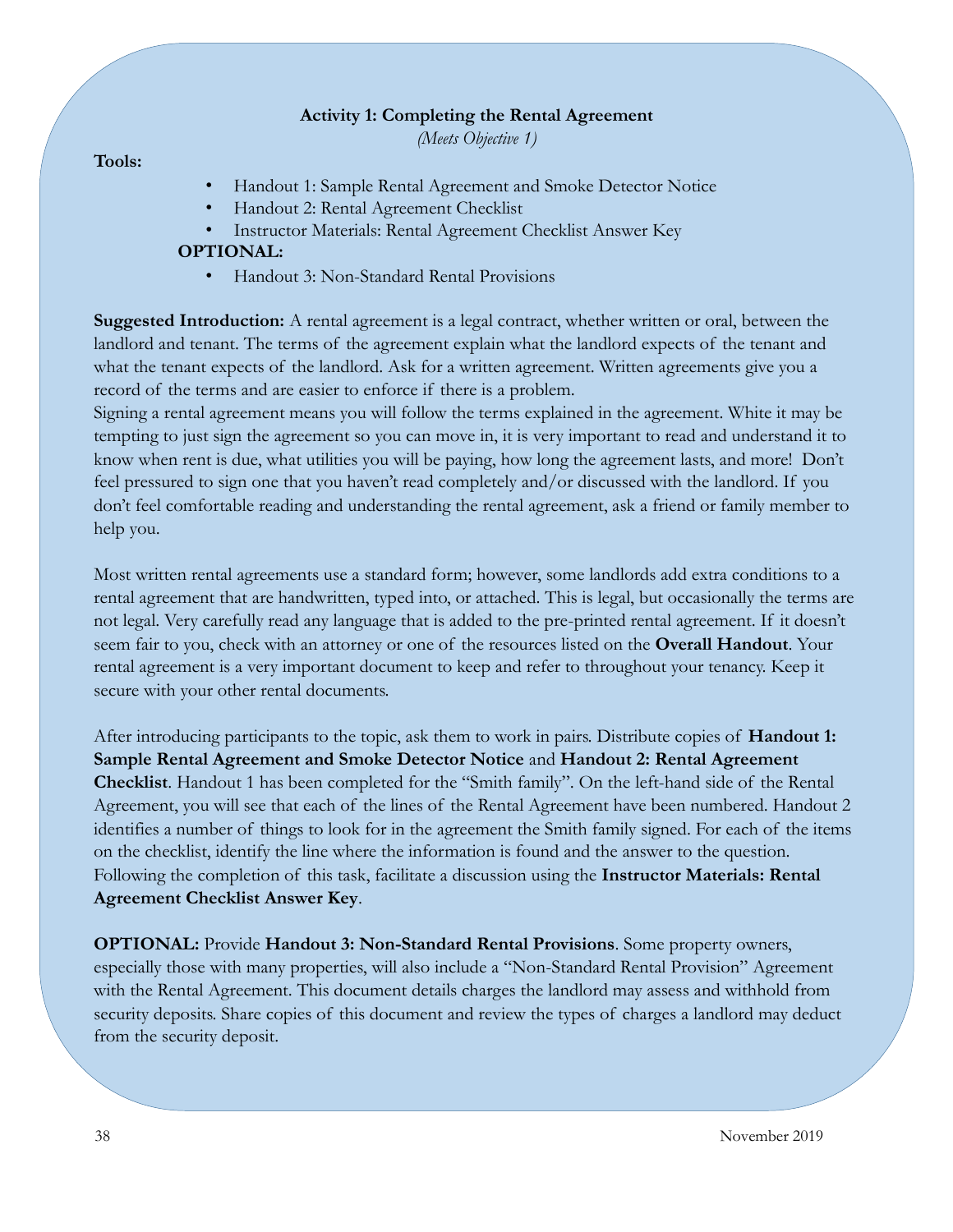## Activity 1: Completing the Rental Agreement

*(Meets Objective 1)*

**Tools:**

- Handout 1: Sample Rental Agreement and Smoke Detector Notice
- Handout 2: Rental Agreement Checklist
- Instructor Materials: Rental Agreement Checklist Answer Key

**OPTIONAL:**

- Handout 3: Non-Standard Rental Provisions

**Suggested Introduction:** A rental agreement is a legal contract, whether written or oral, between the landlord and tenant. The terms of the agreement explain what the landlord expects of the tenant and what the tenant expects of the landlord. Ask for a written agreement. Written agreements give you a record of the terms and are easier to enforce if there is a problem.

Signing a rental agreement means you will follow the terms explained in the agreement. White it may be tempting to just sign the agreement so you can move in, it is very important to read and understand it to know when rent is due, what utilities you will be paying, how long the agreement lasts, and more! Don't feel pressured to sign one that you haven't read completely and/or discussed with the landlord. If you don't feel comfortable reading and understanding the rental agreement, ask a friend or family member to help you.

Most written rental agreements use a standard form; however, some landlords add extra conditions to a rental agreement that are handwritten, typed into, or attached. This is legal, but occasionally the terms are not legal. Very carefully read any language that is added to the pre-printed rental agreement. If it doesn't seem fair to you, check with an attorney or one of the resources listed on the **Overall Handout**. Your rental agreement is a very important document to keep and refer to throughout your tenancy. Keep it secure with your other rental documents.

After introducing participants to the topic, ask them to work in pairs. Distribute copies of **Handout 1: Sample Rental Agreement and Smoke Detector Notice** and **Handout 2: Rental Agreement Checklist**. Handout 1 has been completed for the "Smith family". On the left-hand side of the Rental Agreement, you will see that each of the lines of the Rental Agreement have been numbered. Handout 2 identifies a number of things to look for in the agreement the Smith family signed. For each of the items on the checklist, identify the line where the information is found and the answer to the question. Following the completion of this task, facilitate a discussion using the **Instructor Materials: Rental Agreement Checklist Answer Key**.

**OPTIONAL:** Provide **Handout 3: Non-Standard Rental Provisions**. Some property owners, especially those with many properties, will also include a "Non-Standard Rental Provision" Agreement with the Rental Agreement. This document details charges the landlord may assess and withhold from security deposits. Share copies of this document and review the types of charges a landlord may deduct from the security deposit.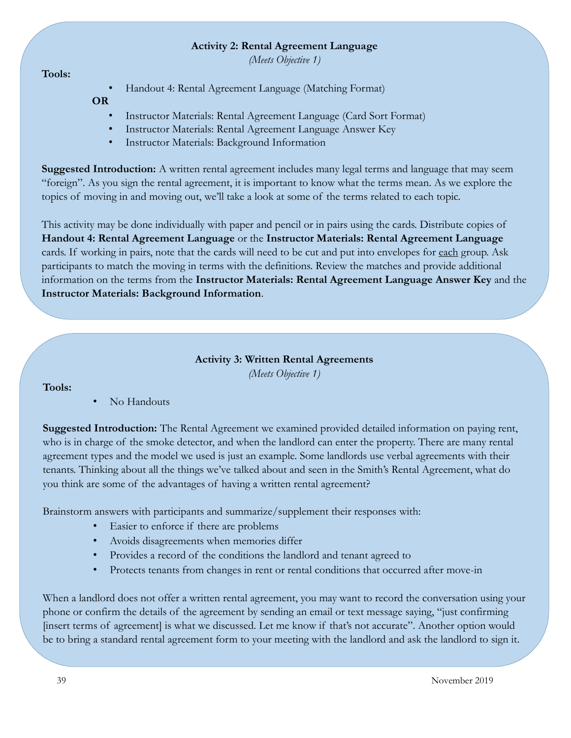### Activity 2: Rental Agreement Language

*(Meets Objective 1)*

**Tools:**

- Handout 4: Rental Agreement Language (Matching Format)

**OR**

- Instructor Materials: Rental Agreement Language (Card Sort Format)
- Instructor Materials: Rental Agreement Language Answer Key
- Instructor Materials: Background Information

**Suggested Introduction:** A written rental agreement includes many legal terms and language that may seem "foreign". As you sign the rental agreement, it is important to know what the terms mean. As we explore the topics of moving in and moving out, we'll take a look at some of the terms related to each topic.

This activity may be done individually with paper and pencil or in pairs using the cards. Distribute copies of **Handout 4: Rental Agreement Language** or the **Instructor Materials: Rental Agreement Language** cards. If working in pairs, note that the cards will need to be cut and put into envelopes for each group. Ask participants to match the moving in terms with the definitions. Review the matches and provide additional information on the terms from the **Instructor Materials: Rental Agreement Language Answer Key** and the **Instructor Materials: Background Information**.

### Activity 3: Written Rental Agreements

*(Meets Objective 1)*

**Tools:**

- No Handouts

**Suggested Introduction:** The Rental Agreement we examined provided detailed information on paying rent, who is in charge of the smoke detector, and when the landlord can enter the property. There are many rental agreement types and the model we used is just an example. Some landlords use verbal agreements with their tenants. Thinking about all the things we've talked about and seen in the Smith's Rental Agreement, what do you think are some of the advantages of having a written rental agreement?

Brainstorm answers with participants and summarize/supplement their responses with:

- Easier to enforce if there are problems
- Avoids disagreements when memories differ
- Provides a record of the conditions the landlord and tenant agreed to
- Protects tenants from changes in rent or rental conditions that occurred after move-in

When a landlord does not offer a written rental agreement, you may want to record the conversation using your phone or confirm the details of the agreement by sending an email or text message saying, "just confirming [insert terms of agreement] is what we discussed. Let me know if that's not accurate". Another option would be to bring a standard rental agreement form to your meeting with the landlord and ask the landlord to sign it.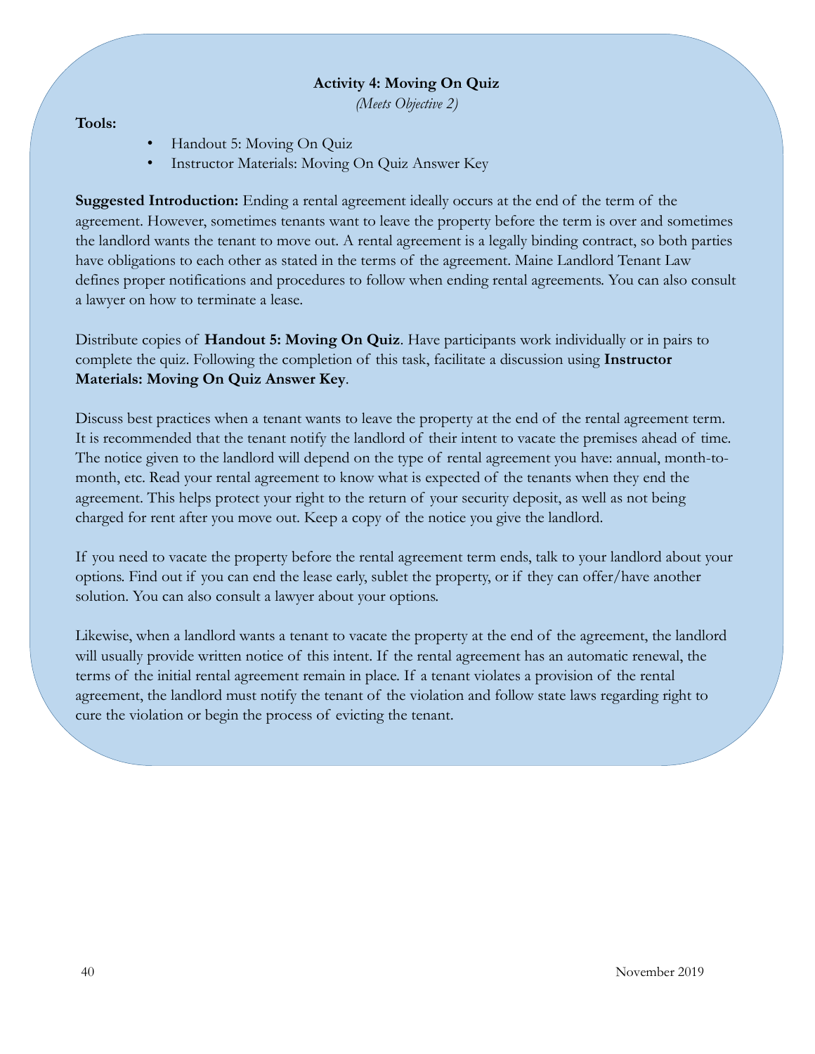### Activity 4: Moving On Quiz

*(Meets Objective 2)*

**Tools:**

- Handout 5: Moving On Quiz
- Instructor Materials: Moving On Quiz Answer Key

**Suggested Introduction:** Ending a rental agreement ideally occurs at the end of the term of the agreement. However, sometimes tenants want to leave the property before the term is over and sometimes the landlord wants the tenant to move out. A rental agreement is a legally binding contract, so both parties have obligations to each other as stated in the terms of the agreement. Maine Landlord Tenant Law defines proper notifications and procedures to follow when ending rental agreements. You can also consult a lawyer on how to terminate a lease.

Distribute copies of **Handout 5: Moving On Quiz**. Have participants work individually or in pairs to complete the quiz. Following the completion of this task, facilitate a discussion using **Instructor Materials: Moving On Quiz Answer Key**.

Discuss best practices when a tenant wants to leave the property at the end of the rental agreement term. It is recommended that the tenant notify the landlord of their intent to vacate the premises ahead of time. The notice given to the landlord will depend on the type of rental agreement you have: annual, month-to-month, etc. Read your rental agreement to know what is expected of the tenants when they end the agreement. This helps protect your right to the return of your security deposit, as well as not being charged for rent after you move out. Keep a copy of the notice you give the landlord.

If you need to vacate the property before the rental agreement term ends, talk to your landlord about your options. Find out if you can end the lease early, sublet the property, or if they can offer/have another solution. You can also consult a lawyer about your options.

Likewise, when a landlord wants a tenant to vacate the property at the end of the agreement, the landlord will usually provide written notice of this intent. If the rental agreement has an automatic renewal, the terms of the initial rental agreement remain in place. If a tenant violates a provision of the rental agreement, the landlord must notify the tenant of the violation and follow state laws regarding right to cure the violation or begin the process of evicting the tenant.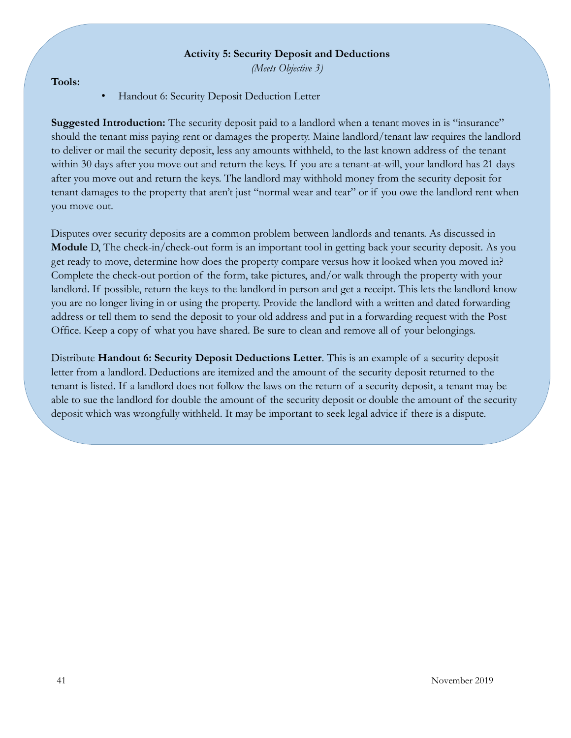### Activity 5: Security Deposit and Deductions

*(Meets Objective 3)*

**Tools:**

- Handout 6: Security Deposit Deduction Letter

**Suggested Introduction:** The security deposit paid to a landlord when a tenant moves in is "insurance" should the tenant miss paying rent or damages the property. Maine landlord/tenant law requires the landlord to deliver or mail the security deposit, less any amounts withheld, to the last known address of the tenant within 30 days after you move out and return the keys. If you are a tenant-at-will, your landlord has 21 days after you move out and return the keys. The landlord may withhold money from the security deposit for tenant damages to the property that aren't just "normal wear and tear" or if you owe the landlord rent when you move out.

Disputes over security deposits are a common problem between landlords and tenants. As discussed in **Module** D, The check-in/check-out form is an important tool in getting back your security deposit. As you get ready to move, determine how does the property compare versus how it looked when you moved in? Complete the check-out portion of the form, take pictures, and/or walk through the property with your landlord. If possible, return the keys to the landlord in person and get a receipt. This lets the landlord know you are no longer living in or using the property. Provide the landlord with a written and dated forwarding address or tell them to send the deposit to your old address and put in a forwarding request with the Post Office. Keep a copy of what you have shared. Be sure to clean and remove all of your belongings.

Distribute **Handout 6: Security Deposit Deductions Letter**. This is an example of a security deposit letter from a landlord. Deductions are itemized and the amount of the security deposit returned to the tenant is listed. If a landlord does not follow the laws on the return of a security deposit, a tenant may be able to sue the landlord for double the amount of the security deposit or double the amount of the security deposit which was wrongfully withheld. It may be important to seek legal advice if there is a dispute.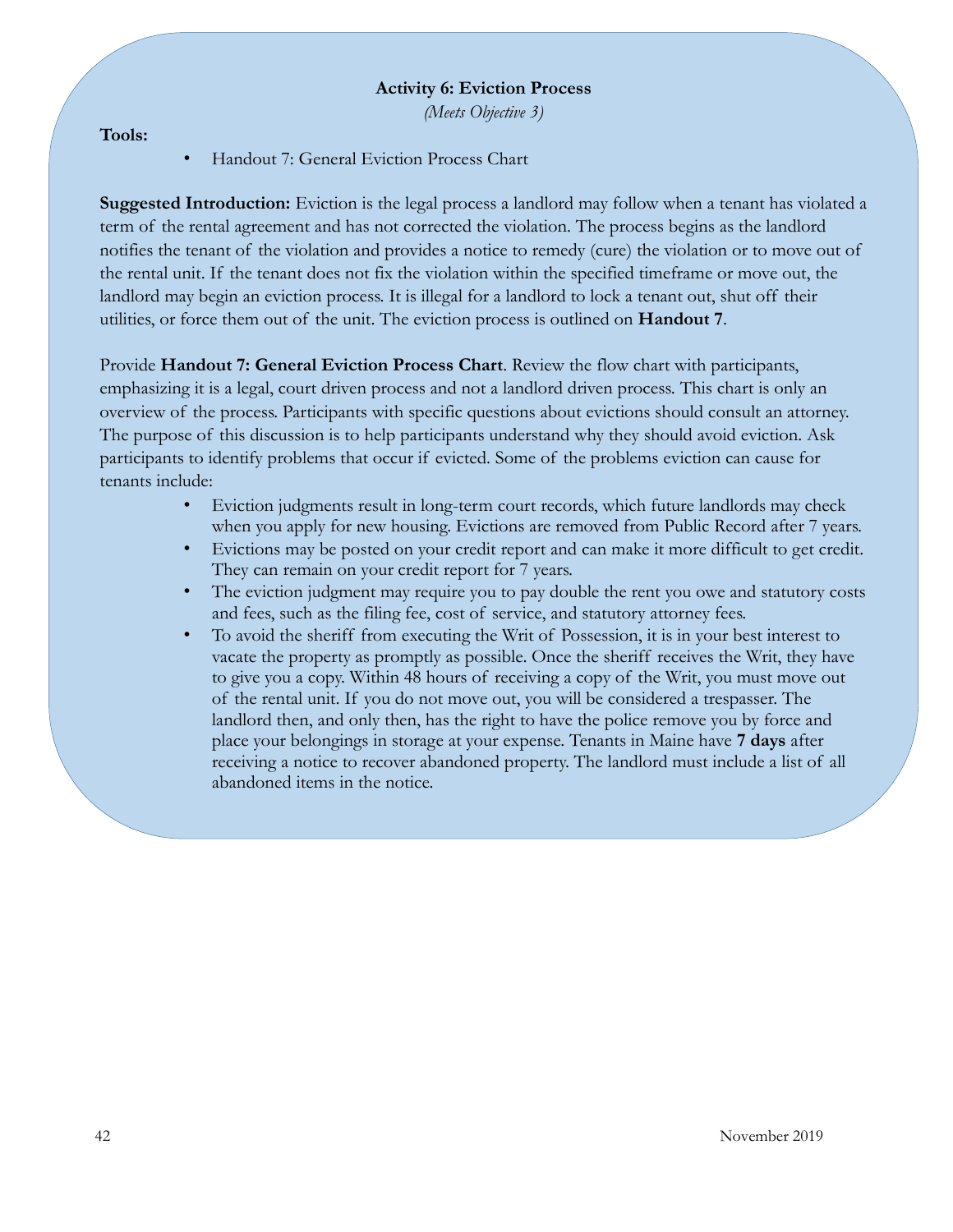### Activity 6: Eviction Process

*(Meets Objective 3)*

**Tools:**

- Handout 7: General Eviction Process Chart

**Suggested Introduction:** Eviction is the legal process a landlord may follow when a tenant has violated a term of the rental agreement and has not corrected the violation. The process begins as the landlord notifies the tenant of the violation and provides a notice to remedy (cure) the violation or to move out of the rental unit. If the tenant does not fix the violation within the specified timeframe or move out, the landlord may begin an eviction process. It is illegal for a landlord to lock a tenant out, shut off their utilities, or force them out of the unit. The eviction process is outlined on **Handout 7**.

Provide **Handout 7: General Eviction Process Chart**. Review the flow chart with participants, emphasizing it is a legal, court driven process and not a landlord driven process. This chart is only an overview of the process. Participants with specific questions about evictions should consult an attorney. The purpose of this discussion is to help participants understand why they should avoid eviction. Ask participants to identify problems that occur if evicted. Some of the problems eviction can cause for tenants include:

- Eviction judgments result in long-term court records, which future landlords may check when you apply for new housing. Evictions are removed from Public Record after 7 years.
- Evictions may be posted on your credit report and can make it more difficult to get credit. They can remain on your credit report for 7 years.
- The eviction judgment may require you to pay double the rent you owe and statutory costs and fees, such as the filing fee, cost of service, and statutory attorney fees.
- To avoid the sheriff from executing the Writ of Possession, it is in your best interest to vacate the property as promptly as possible. Once the sheriff receives the Writ, they have to give you a copy. Within 48 hours of receiving a copy of the Writ, you must move out of the rental unit. If you do not move out, you will be considered a trespasser. The landlord then, and only then, has the right to have the police remove you by force and place your belongings in storage at your expense. Tenants in Maine have **7 days** after receiving a notice to recover abandoned property. The landlord must include a list of all abandoned items in the notice.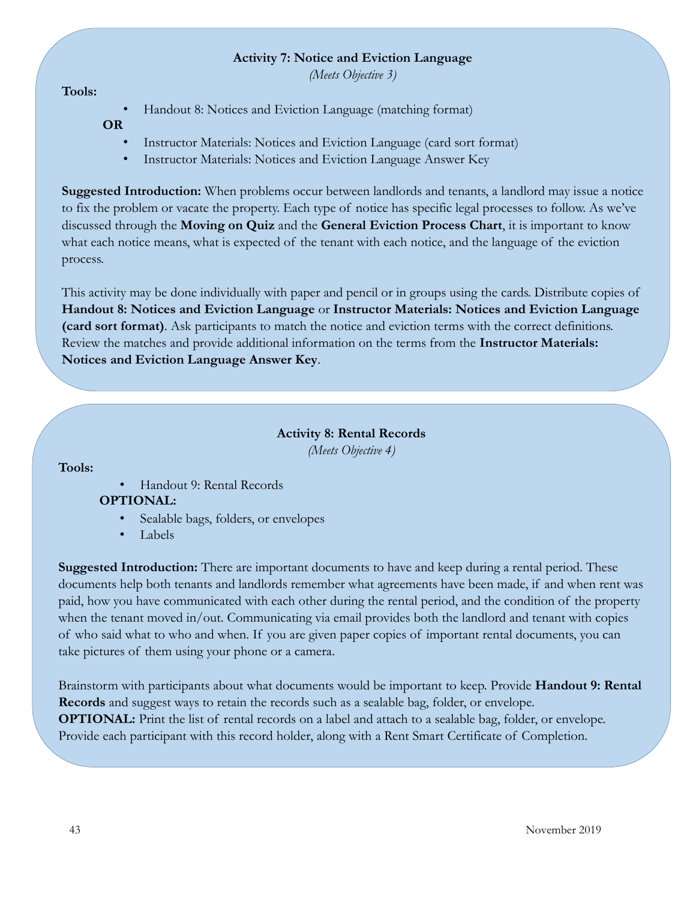### Activity 7: Notice and Eviction Language

*(Meets Objective 3)*

**Tools:**

- Handout 8: Notices and Eviction Language (matching format)

**OR**

- Instructor Materials: Notices and Eviction Language (card sort format)
- Instructor Materials: Notices and Eviction Language Answer Key

**Suggested Introduction:** When problems occur between landlords and tenants, a landlord may issue a notice to fix the problem or vacate the property. Each type of notice has specific legal processes to follow. As we've discussed through the **Moving on Quiz** and the **General Eviction Process Chart**, it is important to know what each notice means, what is expected of the tenant with each notice, and the language of the eviction process.

This activity may be done individually with paper and pencil or in groups using the cards. Distribute copies of **Handout 8: Notices and Eviction Language** or **Instructor Materials: Notices and Eviction Language (card sort format)**. Ask participants to match the notice and eviction terms with the correct definitions. Review the matches and provide additional information on the terms from the **Instructor Materials: Notices and Eviction Language Answer Key**.

### Activity 8: Rental Records

*(Meets Objective 4)*

**Tools:**

- Handout 9: Rental Records

**OPTIONAL:**

- Sealable bags, folders, or envelopes
- Labels

**Suggested Introduction:** There are important documents to have and keep during a rental period. These documents help both tenants and landlords remember what agreements have been made, if and when rent was paid, how you have communicated with each other during the rental period, and the condition of the property when the tenant moved in/out. Communicating via email provides both the landlord and tenant with copies of who said what to who and when. If you are given paper copies of important rental documents, you can take pictures of them using your phone or a camera.

Brainstorm with participants about what documents would be important to keep. Provide **Handout 9: Rental Records** and suggest ways to retain the records such as a sealable bag, folder, or envelope.
**OPTIONAL:** Print the list of rental records on a label and attach to a sealable bag, folder, or envelope. Provide each participant with this record holder, along with a Rent Smart Certificate of Completion.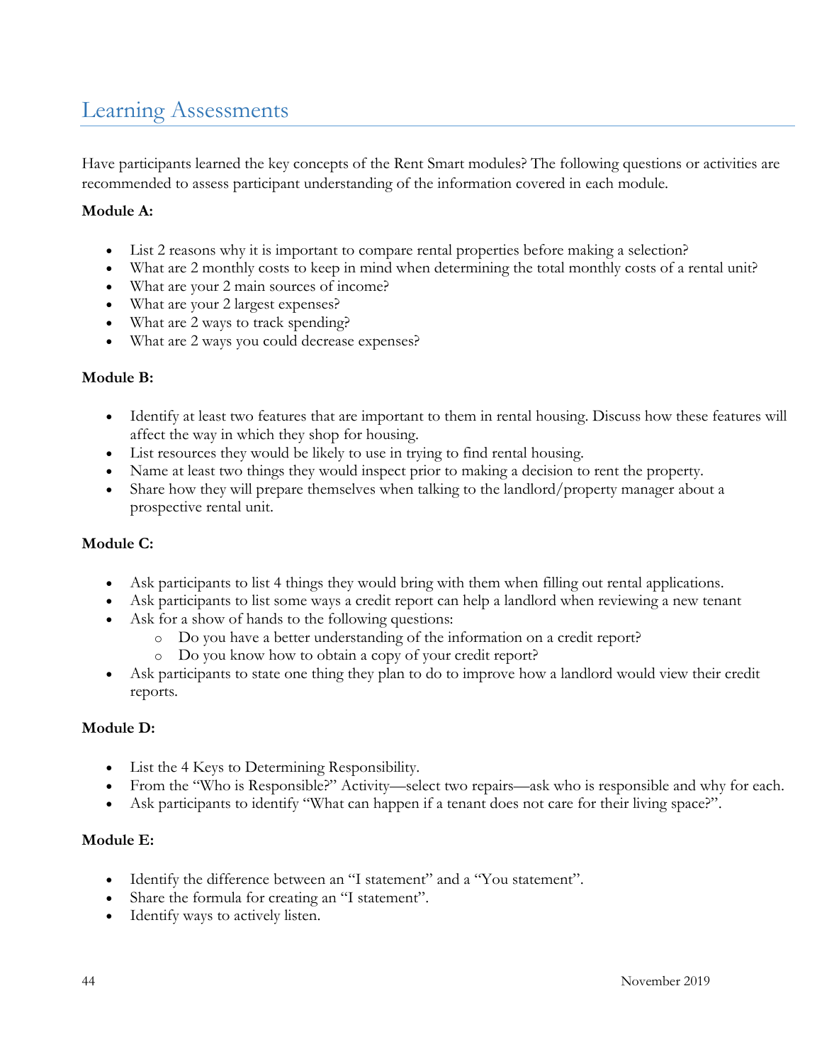# Learning Assessments

Have participants learned the key concepts of the Rent Smart modules? The following questions or activities are recommended to assess participant understanding of the information covered in each module.

**Module A:**

- List 2 reasons why it is important to compare rental properties before making a selection?
- What are 2 monthly costs to keep in mind when determining the total monthly costs of a rental unit?
- What are your 2 main sources of income?
- What are your 2 largest expenses?
- What are 2 ways to track spending?
- What are 2 ways you could decrease expenses?

**Module B:**

- Identify at least two features that are important to them in rental housing. Discuss how these features will affect the way in which they shop for housing.
- List resources they would be likely to use in trying to find rental housing.
- Name at least two things they would inspect prior to making a decision to rent the property.
- Share how they will prepare themselves when talking to the landlord/property manager about a prospective rental unit.

**Module C:**

- Ask participants to list 4 things they would bring with them when filling out rental applications.
- Ask participants to list some ways a credit report can help a landlord when reviewing a new tenant
- Ask for a show of hands to the following questions:
    - Do you have a better understanding of the information on a credit report?
    - Do you know how to obtain a copy of your credit report?
- Ask participants to state one thing they plan to do to improve how a landlord would view their credit reports.

**Module D:**

- List the 4 Keys to Determining Responsibility.
- From the "Who is Responsible?" Activity—select two repairs—ask who is responsible and why for each.
- Ask participants to identify "What can happen if a tenant does not care for their living space?".

**Module E:**

- Identify the difference between an "I statement" and a "You statement".
- Share the formula for creating an "I statement".
- Identify ways to actively listen.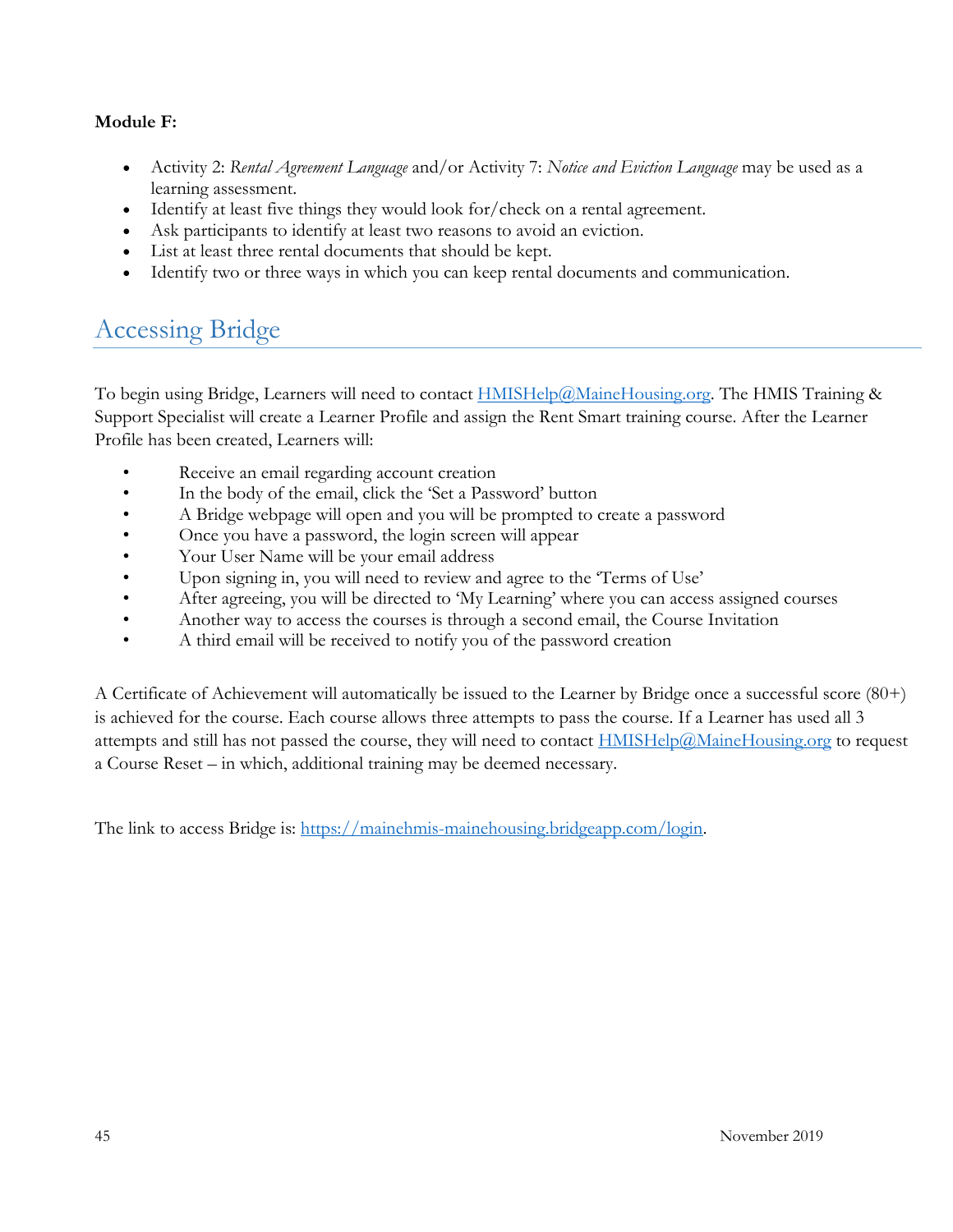**Module F:**

- Activity 2: *Rental Agreement Language* and/or Activity 7: *Notice and Eviction Language* may be used as a learning assessment.
- Identify at least five things they would look for/check on a rental agreement.
- Ask participants to identify at least two reasons to avoid an eviction.
- List at least three rental documents that should be kept.
- Identify two or three ways in which you can keep rental documents and communication.

## Accessing Bridge

To begin using Bridge, Learners will need to contact HMISHelp@MaineHousing.org. The HMIS Training & Support Specialist will create a Learner Profile and assign the Rent Smart training course. After the Learner Profile has been created, Learners will:

- Receive an email regarding account creation
- In the body of the email, click the 'Set a Password' button
- A Bridge webpage will open and you will be prompted to create a password
- Once you have a password, the login screen will appear
- Your User Name will be your email address
- Upon signing in, you will need to review and agree to the 'Terms of Use'
- After agreeing, you will be directed to 'My Learning' where you can access assigned courses
- Another way to access the courses is through a second email, the Course Invitation
- A third email will be received to notify you of the password creation

A Certificate of Achievement will automatically be issued to the Learner by Bridge once a successful score (80+) is achieved for the course. Each course allows three attempts to pass the course. If a Learner has used all 3 attempts and still has not passed the course, they will need to contact HMISHelp@MaineHousing.org to request a Course Reset – in which, additional training may be deemed necessary.

The link to access Bridge is: https://mainehmis-mainehousing.bridgeapp.com/login.